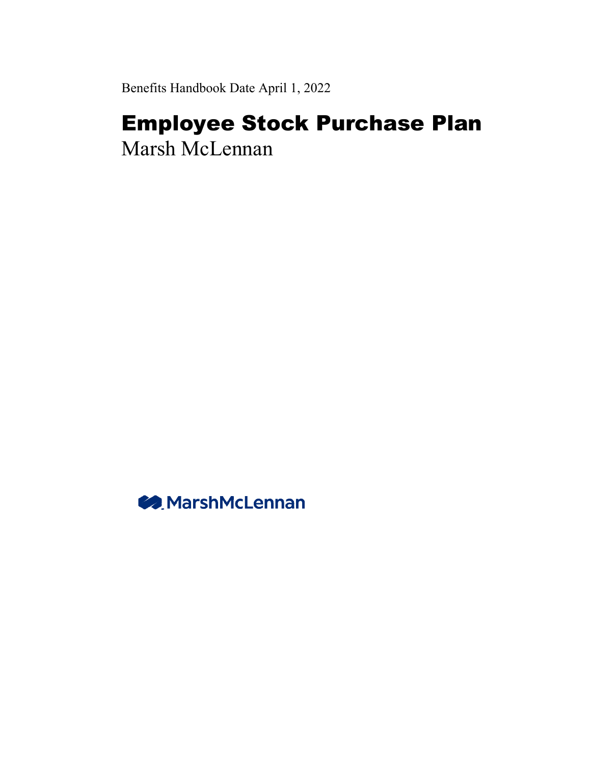Benefits Handbook Date April 1, 2022

# Employee Stock Purchase Plan

Marsh McLennan

MarshMcLennan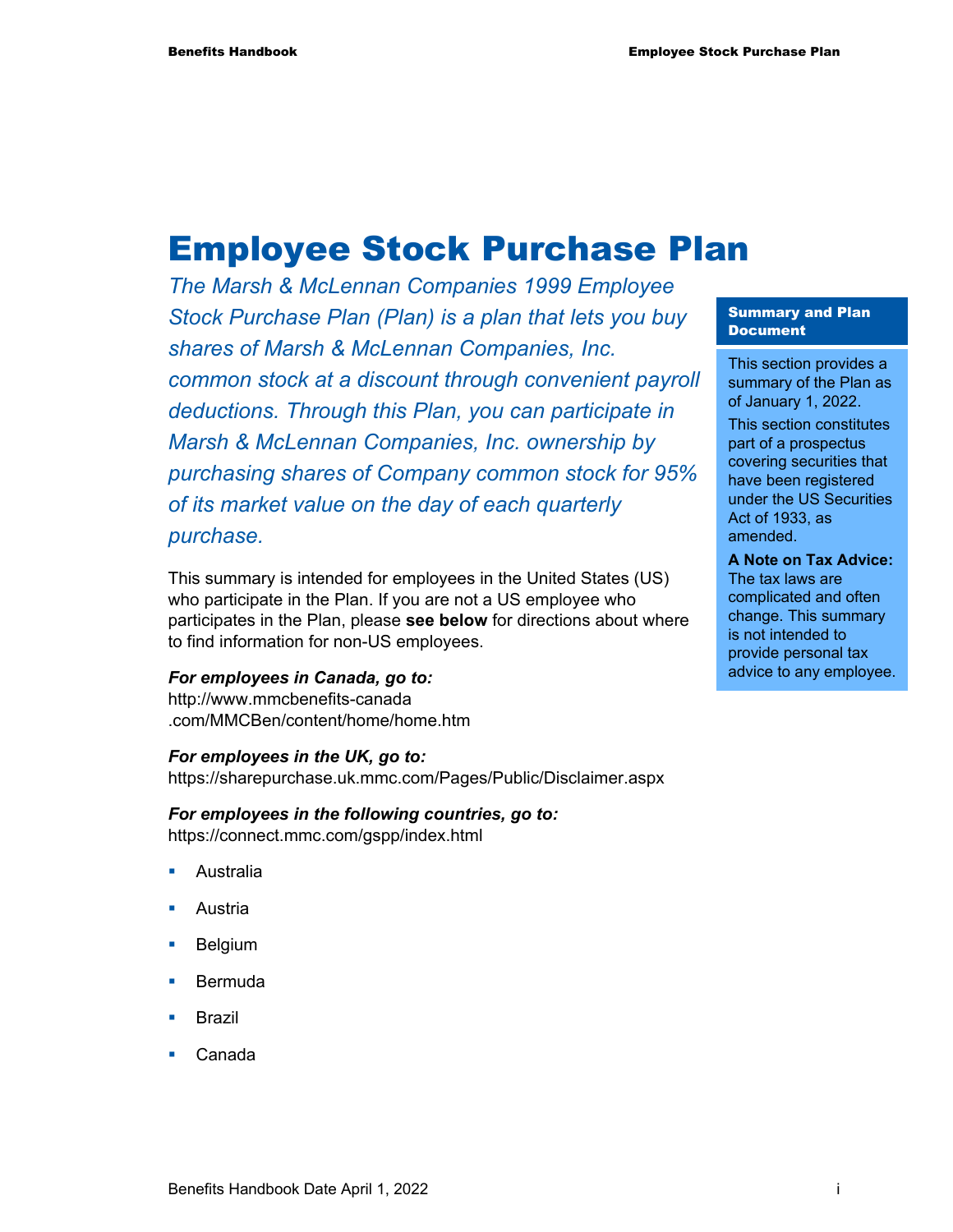# Employee Stock Purchase Plan

*The Marsh & McLennan Companies 1999 Employee Stock Purchase Plan (Plan) is a plan that lets you buy shares of Marsh & McLennan Companies, Inc. common stock at a discount through convenient payroll deductions. Through this Plan, you can participate in Marsh & McLennan Companies, Inc. ownership by purchasing shares of Company common stock for 95% of its market value on the day of each quarterly purchase.*

**Summary and Plan Document**

This section provides a summary of the Plan as of January 1, 2022.

This section constitutes part of a prospectus covering securities that have been registered under the US Securities Act of 1933, as amended.

**A Note on Tax Advice:** The tax laws are complicated and often change. This summary is not intended to provide personal tax advice to any employee.

This summary is intended for employees in the United States (US) who participate in the Plan. If you are not a US employee who participates in the Plan, please **see below** for directions about where to find information for non-US employees.

***For employees in Canada, go to:***
http://www.mmcbenefits-canada.com/MMCBen/content/home/home.htm

***For employees in the UK, go to:***
https://sharepurchase.uk.mmc.com/Pages/Public/Disclaimer.aspx

***For employees in the following countries, go to:***
https://connect.mmc.com/gspp/index.html

- Australia
- Austria
- Belgium
- Bermuda
- Brazil
- Canada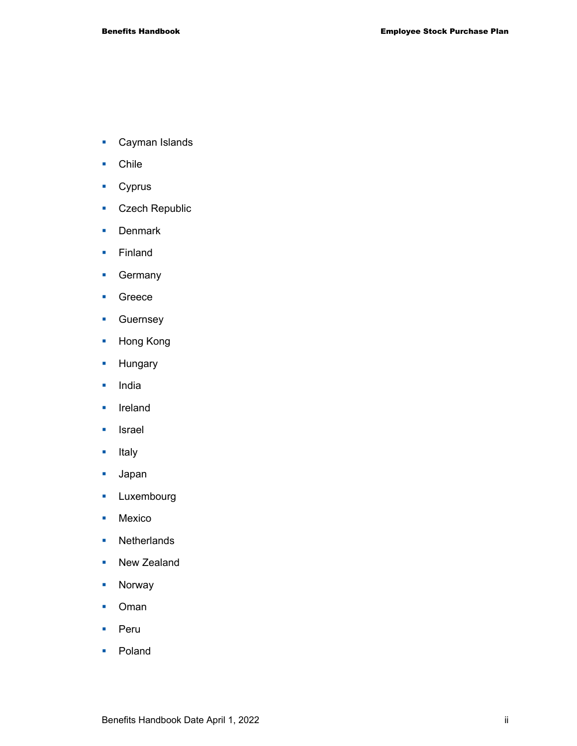- Cayman Islands
- Chile
- Cyprus
- Czech Republic
- Denmark
- Finland
- Germany
- Greece
- Guernsey
- Hong Kong
- Hungary
- India
- Ireland
- Israel
- Italy
- Japan
- Luxembourg
- Mexico
- Netherlands
- New Zealand
- Norway
- Oman
- Peru
- Poland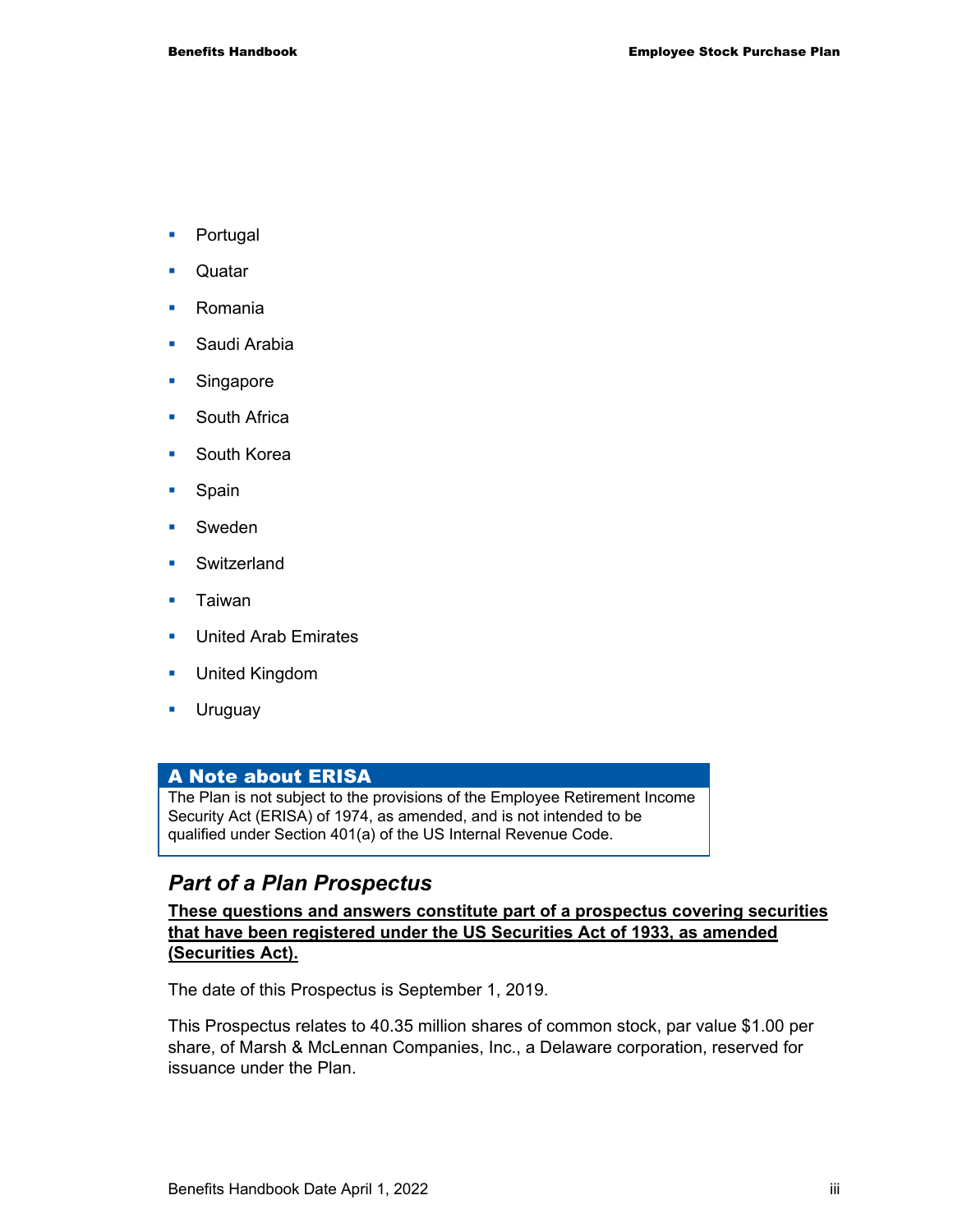- Portugal
- Quatar
- Romania
- Saudi Arabia
- Singapore
- South Africa
- South Korea
- Spain
- Sweden
- Switzerland
- Taiwan
- United Arab Emirates
- United Kingdom
- Uruguay

## A Note about ERISA

The Plan is not subject to the provisions of the Employee Retirement Income Security Act (ERISA) of 1974, as amended, and is not intended to be qualified under Section 401(a) of the US Internal Revenue Code.

## *Part of a Plan Prospectus*

**These questions and answers constitute part of a prospectus covering securities that have been registered under the US Securities Act of 1933, as amended (Securities Act).**

The date of this Prospectus is September 1, 2019.

This Prospectus relates to 40.35 million shares of common stock, par value $1.00 per share, of Marsh & McLennan Companies, Inc., a Delaware corporation, reserved for issuance under the Plan.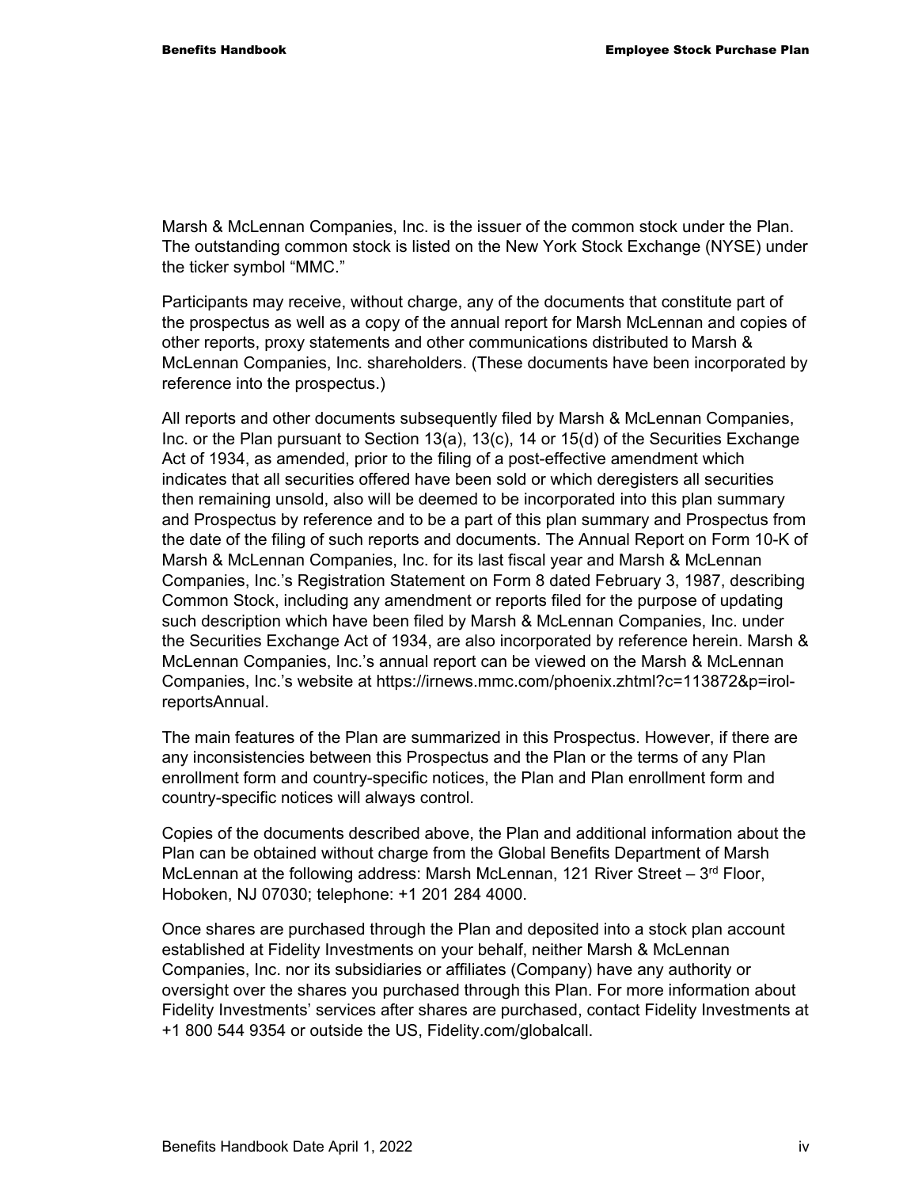Marsh & McLennan Companies, Inc. is the issuer of the common stock under the Plan. The outstanding common stock is listed on the New York Stock Exchange (NYSE) under the ticker symbol "MMC."

Participants may receive, without charge, any of the documents that constitute part of the prospectus as well as a copy of the annual report for Marsh McLennan and copies of other reports, proxy statements and other communications distributed to Marsh & McLennan Companies, Inc. shareholders. (These documents have been incorporated by reference into the prospectus.)

All reports and other documents subsequently filed by Marsh & McLennan Companies, Inc. or the Plan pursuant to Section 13(a), 13(c), 14 or 15(d) of the Securities Exchange Act of 1934, as amended, prior to the filing of a post-effective amendment which indicates that all securities offered have been sold or which deregisters all securities then remaining unsold, also will be deemed to be incorporated into this plan summary and Prospectus by reference and to be a part of this plan summary and Prospectus from the date of the filing of such reports and documents. The Annual Report on Form 10-K of Marsh & McLennan Companies, Inc. for its last fiscal year and Marsh & McLennan Companies, Inc.'s Registration Statement on Form 8 dated February 3, 1987, describing Common Stock, including any amendment or reports filed for the purpose of updating such description which have been filed by Marsh & McLennan Companies, Inc. under the Securities Exchange Act of 1934, are also incorporated by reference herein. Marsh & McLennan Companies, Inc.'s annual report can be viewed on the Marsh & McLennan Companies, Inc.'s website at https://irnews.mmc.com/phoenix.zhtml?c=113872&p=irol-reportsAnnual.

The main features of the Plan are summarized in this Prospectus. However, if there are any inconsistencies between this Prospectus and the Plan or the terms of any Plan enrollment form and country-specific notices, the Plan and Plan enrollment form and country-specific notices will always control.

Copies of the documents described above, the Plan and additional information about the Plan can be obtained without charge from the Global Benefits Department of Marsh McLennan at the following address: Marsh McLennan, 121 River Street – 3rd Floor, Hoboken, NJ 07030; telephone: +1 201 284 4000.

Once shares are purchased through the Plan and deposited into a stock plan account established at Fidelity Investments on your behalf, neither Marsh & McLennan Companies, Inc. nor its subsidiaries or affiliates (Company) have any authority or oversight over the shares you purchased through this Plan. For more information about Fidelity Investments' services after shares are purchased, contact Fidelity Investments at +1 800 544 9354 or outside the US, Fidelity.com/globalcall.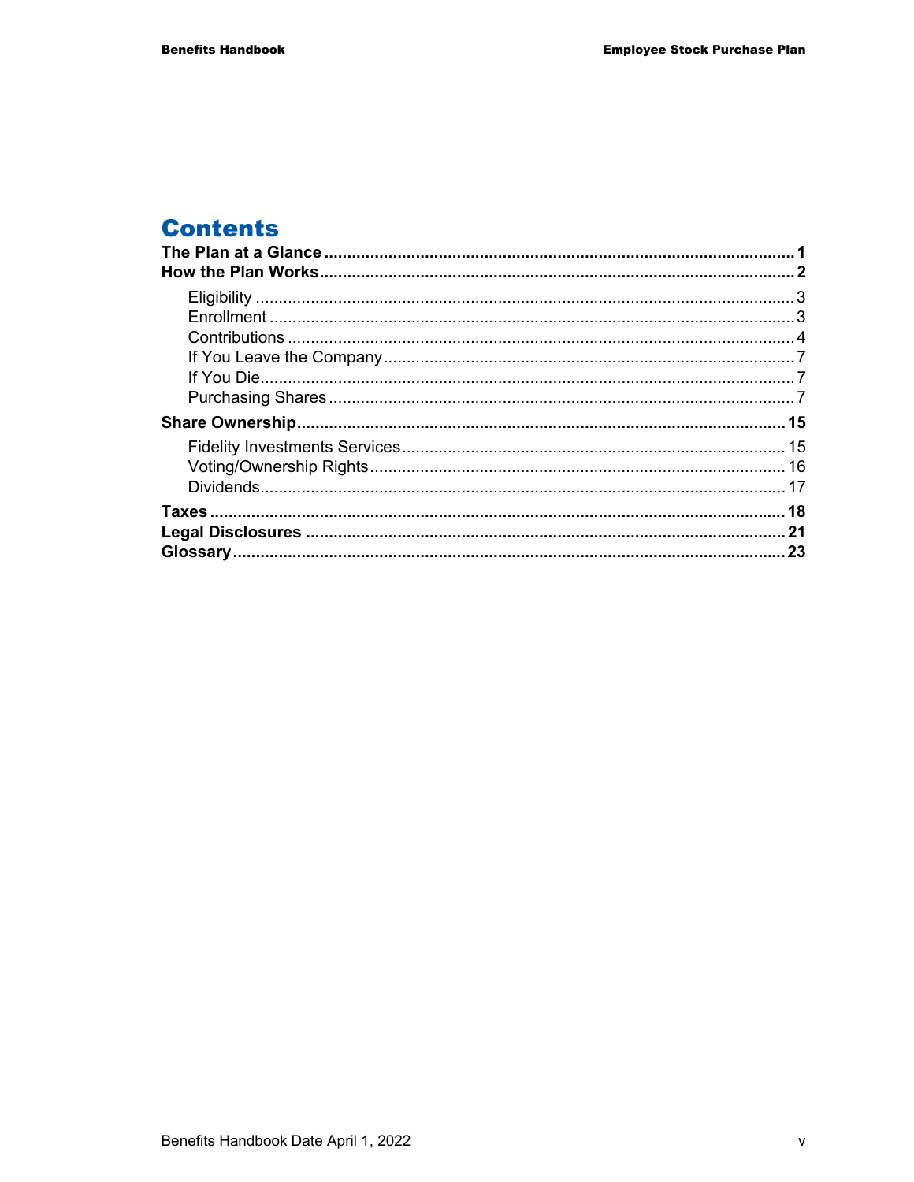# Contents

**The Plan at a Glance** ........................................................................................ **1**
**How the Plan Works** ........................................................................................ **2**

- Eligibility .................................................................................................... 3
- Enrollment .................................................................................................. 3
- Contributions .............................................................................................. 4
- If You Leave the Company ........................................................................... 7
- If You Die ................................................................................................... 7
- Purchasing Shares ....................................................................................... 7

**Share Ownership** ........................................................................................... **15**

- Fidelity Investments Services ..................................................................... 15
- Voting/Ownership Rights ............................................................................ 16
- Dividends ................................................................................................... 17

**Taxes** ............................................................................................................ **18**
**Legal Disclosures** ......................................................................................... **21**
**Glossary** ....................................................................................................... **23**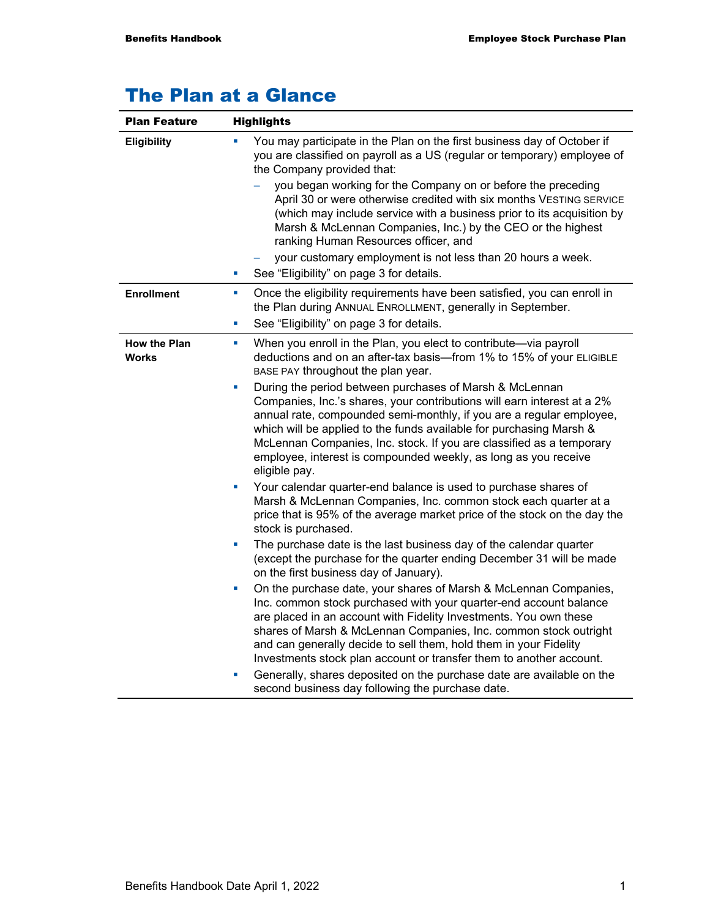# The Plan at a Glance

| Plan Feature | Highlights |
|---|---|
| **Eligibility** | ▪ You may participate in the Plan on the first business day of October if you are classified on payroll as a US (regular or temporary) employee of the Company provided that: <br> – you began working for the Company on or before the preceding April 30 or were otherwise credited with six months VESTING SERVICE (which may include service with a business prior to its acquisition by Marsh & McLennan Companies, Inc.) by the CEO or the highest ranking Human Resources officer, and <br> – your customary employment is not less than 20 hours a week. <br> ▪ See “Eligibility” on page 3 for details. |
| **Enrollment** | ▪ Once the eligibility requirements have been satisfied, you can enroll in the Plan during ANNUAL ENROLLMENT, generally in September. <br> ▪ See “Eligibility” on page 3 for details. |
| **How the Plan Works** | ▪ When you enroll in the Plan, you elect to contribute—via payroll deductions and on an after-tax basis—from 1% to 15% of your ELIGIBLE BASE PAY throughout the plan year. <br> ▪ During the period between purchases of Marsh & McLennan Companies, Inc.’s shares, your contributions will earn interest at a 2% annual rate, compounded semi-monthly, if you are a regular employee, which will be applied to the funds available for purchasing Marsh & McLennan Companies, Inc. stock. If you are classified as a temporary employee, interest is compounded weekly, as long as you receive eligible pay. <br> ▪ Your calendar quarter-end balance is used to purchase shares of Marsh & McLennan Companies, Inc. common stock each quarter at a price that is 95% of the average market price of the stock on the day the stock is purchased. <br> ▪ The purchase date is the last business day of the calendar quarter (except the purchase for the quarter ending December 31 will be made on the first business day of January). <br> ▪ On the purchase date, your shares of Marsh & McLennan Companies, Inc. common stock purchased with your quarter-end account balance are placed in an account with Fidelity Investments. You own these shares of Marsh & McLennan Companies, Inc. common stock outright and can generally decide to sell them, hold them in your Fidelity Investments stock plan account or transfer them to another account. <br> ▪ Generally, shares deposited on the purchase date are available on the second business day following the purchase date. |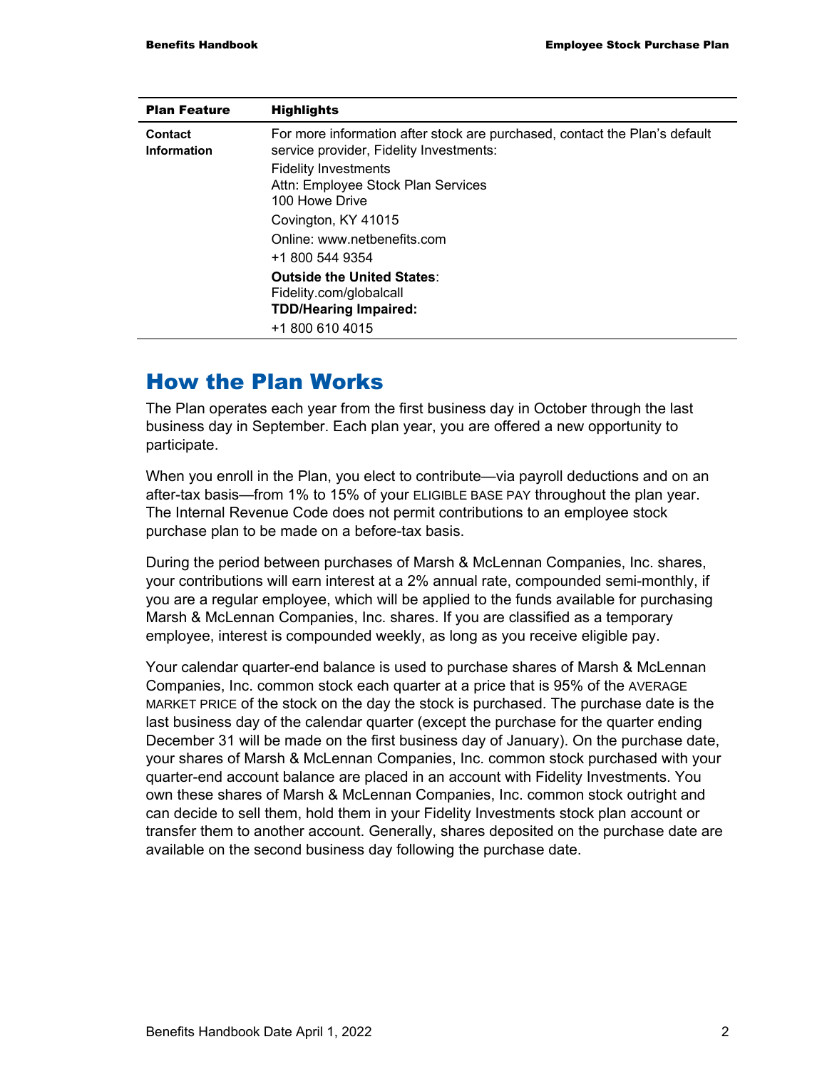| Plan Feature | Highlights |
|---|---|
| **Contact Information** | For more information after stock are purchased, contact the Plan's default service provider, Fidelity Investments:<br>Fidelity Investments<br>Attn: Employee Stock Plan Services<br>100 Howe Drive<br>Covington, KY 41015<br>Online: www.netbenefits.com<br>+1 800 544 9354<br>**Outside the United States**:<br>Fidelity.com/globalcall<br>**TDD/Hearing Impaired:**<br>+1 800 610 4015 |

## How the Plan Works

The Plan operates each year from the first business day in October through the last business day in September. Each plan year, you are offered a new opportunity to participate.

When you enroll in the Plan, you elect to contribute—via payroll deductions and on an after-tax basis—from 1% to 15% of your ELIGIBLE BASE PAY throughout the plan year. The Internal Revenue Code does not permit contributions to an employee stock purchase plan to be made on a before-tax basis.

During the period between purchases of Marsh & McLennan Companies, Inc. shares, your contributions will earn interest at a 2% annual rate, compounded semi-monthly, if you are a regular employee, which will be applied to the funds available for purchasing Marsh & McLennan Companies, Inc. shares. If you are classified as a temporary employee, interest is compounded weekly, as long as you receive eligible pay.

Your calendar quarter-end balance is used to purchase shares of Marsh & McLennan Companies, Inc. common stock each quarter at a price that is 95% of the AVERAGE MARKET PRICE of the stock on the day the stock is purchased. The purchase date is the last business day of the calendar quarter (except the purchase for the quarter ending December 31 will be made on the first business day of January). On the purchase date, your shares of Marsh & McLennan Companies, Inc. common stock purchased with your quarter-end account balance are placed in an account with Fidelity Investments. You own these shares of Marsh & McLennan Companies, Inc. common stock outright and can decide to sell them, hold them in your Fidelity Investments stock plan account or transfer them to another account. Generally, shares deposited on the purchase date are available on the second business day following the purchase date.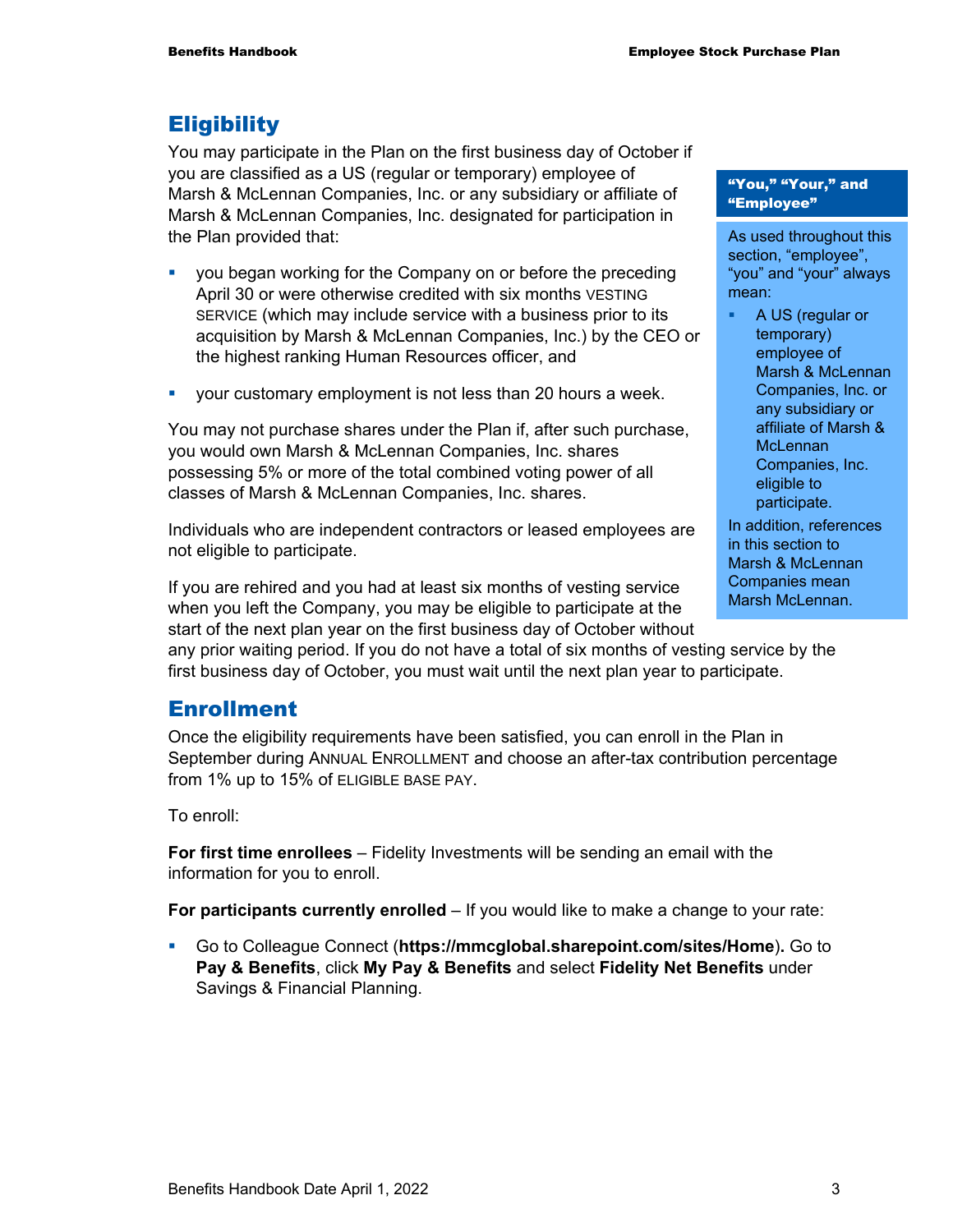## Eligibility

You may participate in the Plan on the first business day of October if you are classified as a US (regular or temporary) employee of Marsh & McLennan Companies, Inc. or any subsidiary or affiliate of Marsh & McLennan Companies, Inc. designated for participation in the Plan provided that:

- you began working for the Company on or before the preceding April 30 or were otherwise credited with six months VESTING SERVICE (which may include service with a business prior to its acquisition by Marsh & McLennan Companies, Inc.) by the CEO or the highest ranking Human Resources officer, and
- your customary employment is not less than 20 hours a week.

You may not purchase shares under the Plan if, after such purchase, you would own Marsh & McLennan Companies, Inc. shares possessing 5% or more of the total combined voting power of all classes of Marsh & McLennan Companies, Inc. shares.

Individuals who are independent contractors or leased employees are not eligible to participate.

If you are rehired and you had at least six months of vesting service when you left the Company, you may be eligible to participate at the start of the next plan year on the first business day of October without any prior waiting period. If you do not have a total of six months of vesting service by the first business day of October, you must wait until the next plan year to participate.

> **"You," "Your," and "Employee"**
>
> As used throughout this section, "employee", "you" and "your" always mean:
>
> - A US (regular or temporary) employee of Marsh & McLennan Companies, Inc. or any subsidiary or affiliate of Marsh & McLennan Companies, Inc. eligible to participate.
>
> In addition, references in this section to Marsh & McLennan Companies mean Marsh McLennan.

## Enrollment

Once the eligibility requirements have been satisfied, you can enroll in the Plan in September during ANNUAL ENROLLMENT and choose an after-tax contribution percentage from 1% up to 15% of ELIGIBLE BASE PAY.

To enroll:

**For first time enrollees** – Fidelity Investments will be sending an email with the information for you to enroll.

**For participants currently enrolled** – If you would like to make a change to your rate:

- Go to Colleague Connect (**https://mmcglobal.sharepoint.com/sites/Home**)**.** Go to **Pay & Benefits**, click **My Pay & Benefits** and select **Fidelity Net Benefits** under Savings & Financial Planning.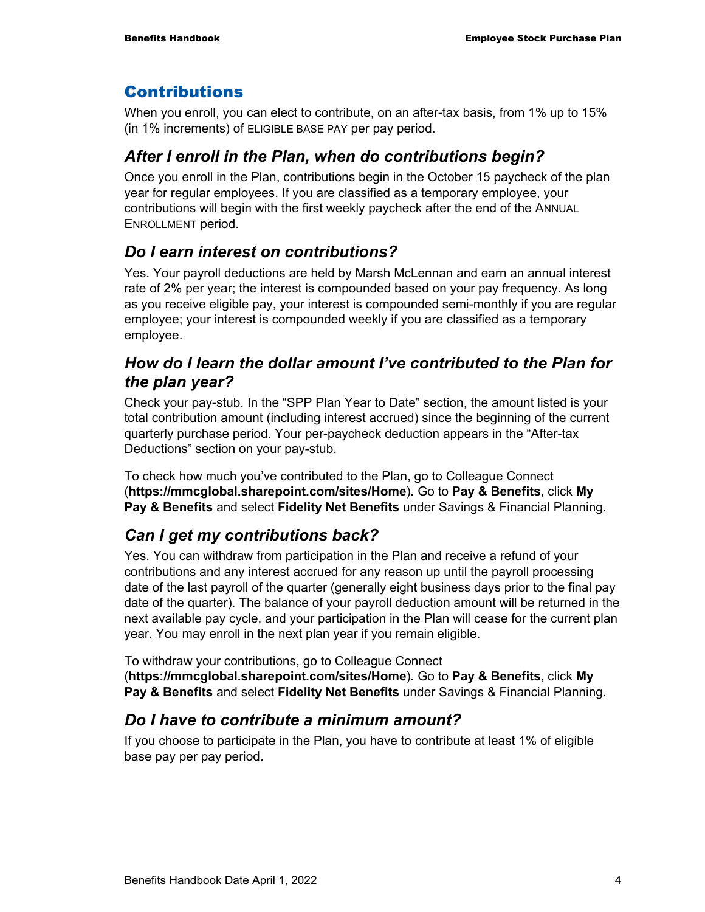## Contributions

When you enroll, you can elect to contribute, on an after-tax basis, from 1% up to 15% (in 1% increments) of ELIGIBLE BASE PAY per pay period.

### *After I enroll in the Plan, when do contributions begin?*

Once you enroll in the Plan, contributions begin in the October 15 paycheck of the plan year for regular employees. If you are classified as a temporary employee, your contributions will begin with the first weekly paycheck after the end of the ANNUAL ENROLLMENT period.

### *Do I earn interest on contributions?*

Yes. Your payroll deductions are held by Marsh McLennan and earn an annual interest rate of 2% per year; the interest is compounded based on your pay frequency. As long as you receive eligible pay, your interest is compounded semi-monthly if you are regular employee; your interest is compounded weekly if you are classified as a temporary employee.

### *How do I learn the dollar amount I've contributed to the Plan for the plan year?*

Check your pay-stub. In the "SPP Plan Year to Date" section, the amount listed is your total contribution amount (including interest accrued) since the beginning of the current quarterly purchase period. Your per-paycheck deduction appears in the "After-tax Deductions" section on your pay-stub.

To check how much you've contributed to the Plan, go to Colleague Connect (**https://mmcglobal.sharepoint.com/sites/Home**)**.** Go to **Pay & Benefits**, click **My Pay & Benefits** and select **Fidelity Net Benefits** under Savings & Financial Planning.

### *Can I get my contributions back?*

Yes. You can withdraw from participation in the Plan and receive a refund of your contributions and any interest accrued for any reason up until the payroll processing date of the last payroll of the quarter (generally eight business days prior to the final pay date of the quarter). The balance of your payroll deduction amount will be returned in the next available pay cycle, and your participation in the Plan will cease for the current plan year. You may enroll in the next plan year if you remain eligible.

To withdraw your contributions, go to Colleague Connect (**https://mmcglobal.sharepoint.com/sites/Home**)**.** Go to **Pay & Benefits**, click **My Pay & Benefits** and select **Fidelity Net Benefits** under Savings & Financial Planning.

### *Do I have to contribute a minimum amount?*

If you choose to participate in the Plan, you have to contribute at least 1% of eligible base pay per pay period.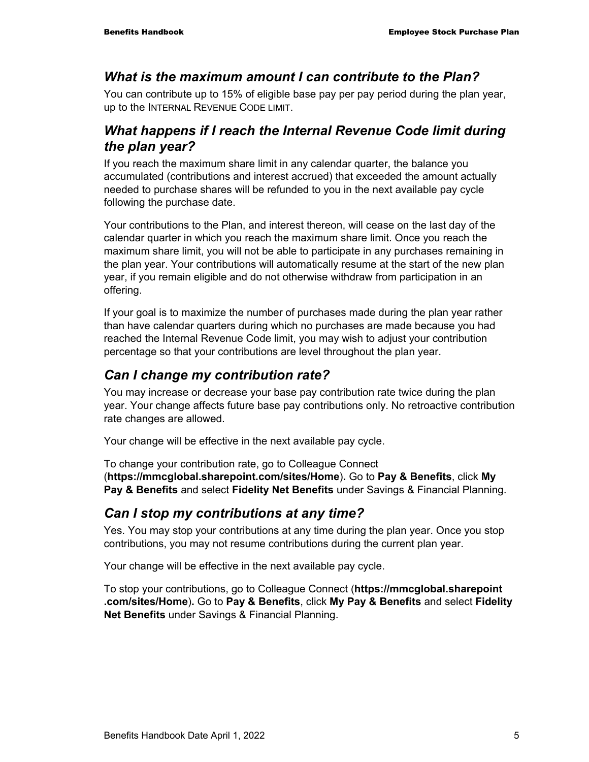## *What is the maximum amount I can contribute to the Plan?*

You can contribute up to 15% of eligible base pay per pay period during the plan year, up to the INTERNAL REVENUE CODE LIMIT.

## *What happens if I reach the Internal Revenue Code limit during the plan year?*

If you reach the maximum share limit in any calendar quarter, the balance you accumulated (contributions and interest accrued) that exceeded the amount actually needed to purchase shares will be refunded to you in the next available pay cycle following the purchase date.

Your contributions to the Plan, and interest thereon, will cease on the last day of the calendar quarter in which you reach the maximum share limit. Once you reach the maximum share limit, you will not be able to participate in any purchases remaining in the plan year. Your contributions will automatically resume at the start of the new plan year, if you remain eligible and do not otherwise withdraw from participation in an offering.

If your goal is to maximize the number of purchases made during the plan year rather than have calendar quarters during which no purchases are made because you had reached the Internal Revenue Code limit, you may wish to adjust your contribution percentage so that your contributions are level throughout the plan year.

## *Can I change my contribution rate?*

You may increase or decrease your base pay contribution rate twice during the plan year. Your change affects future base pay contributions only. No retroactive contribution rate changes are allowed.

Your change will be effective in the next available pay cycle.

To change your contribution rate, go to Colleague Connect (**https://mmcglobal.sharepoint.com/sites/Home**). Go to **Pay & Benefits**, click **My Pay & Benefits** and select **Fidelity Net Benefits** under Savings & Financial Planning.

## *Can I stop my contributions at any time?*

Yes. You may stop your contributions at any time during the plan year. Once you stop contributions, you may not resume contributions during the current plan year.

Your change will be effective in the next available pay cycle.

To stop your contributions, go to Colleague Connect (**https://mmcglobal.sharepoint.com/sites/Home**). Go to **Pay & Benefits**, click **My Pay & Benefits** and select **Fidelity Net Benefits** under Savings & Financial Planning.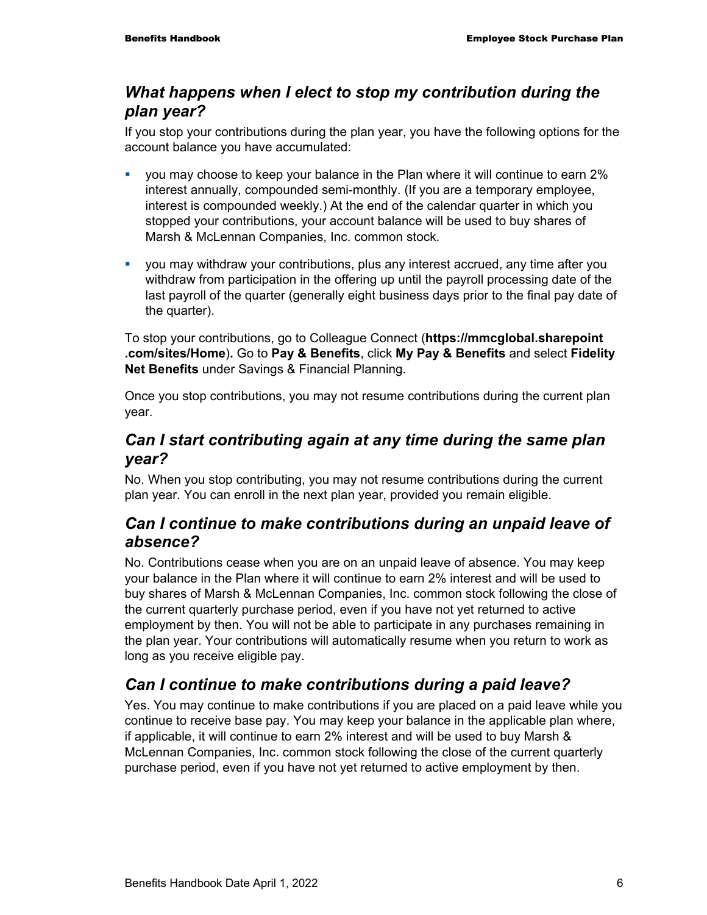## *What happens when I elect to stop my contribution during the plan year?*

If you stop your contributions during the plan year, you have the following options for the account balance you have accumulated:

- you may choose to keep your balance in the Plan where it will continue to earn 2% interest annually, compounded semi-monthly. (If you are a temporary employee, interest is compounded weekly.) At the end of the calendar quarter in which you stopped your contributions, your account balance will be used to buy shares of Marsh & McLennan Companies, Inc. common stock.
- you may withdraw your contributions, plus any interest accrued, any time after you withdraw from participation in the offering up until the payroll processing date of the last payroll of the quarter (generally eight business days prior to the final pay date of the quarter).

To stop your contributions, go to Colleague Connect (**https://mmcglobal.sharepoint .com/sites/Home**). Go to **Pay & Benefits**, click **My Pay & Benefits** and select **Fidelity Net Benefits** under Savings & Financial Planning.

Once you stop contributions, you may not resume contributions during the current plan year.

## *Can I start contributing again at any time during the same plan year?*

No. When you stop contributing, you may not resume contributions during the current plan year. You can enroll in the next plan year, provided you remain eligible.

## *Can I continue to make contributions during an unpaid leave of absence?*

No. Contributions cease when you are on an unpaid leave of absence. You may keep your balance in the Plan where it will continue to earn 2% interest and will be used to buy shares of Marsh & McLennan Companies, Inc. common stock following the close of the current quarterly purchase period, even if you have not yet returned to active employment by then. You will not be able to participate in any purchases remaining in the plan year. Your contributions will automatically resume when you return to work as long as you receive eligible pay.

## *Can I continue to make contributions during a paid leave?*

Yes. You may continue to make contributions if you are placed on a paid leave while you continue to receive base pay. You may keep your balance in the applicable plan where, if applicable, it will continue to earn 2% interest and will be used to buy Marsh & McLennan Companies, Inc. common stock following the close of the current quarterly purchase period, even if you have not yet returned to active employment by then.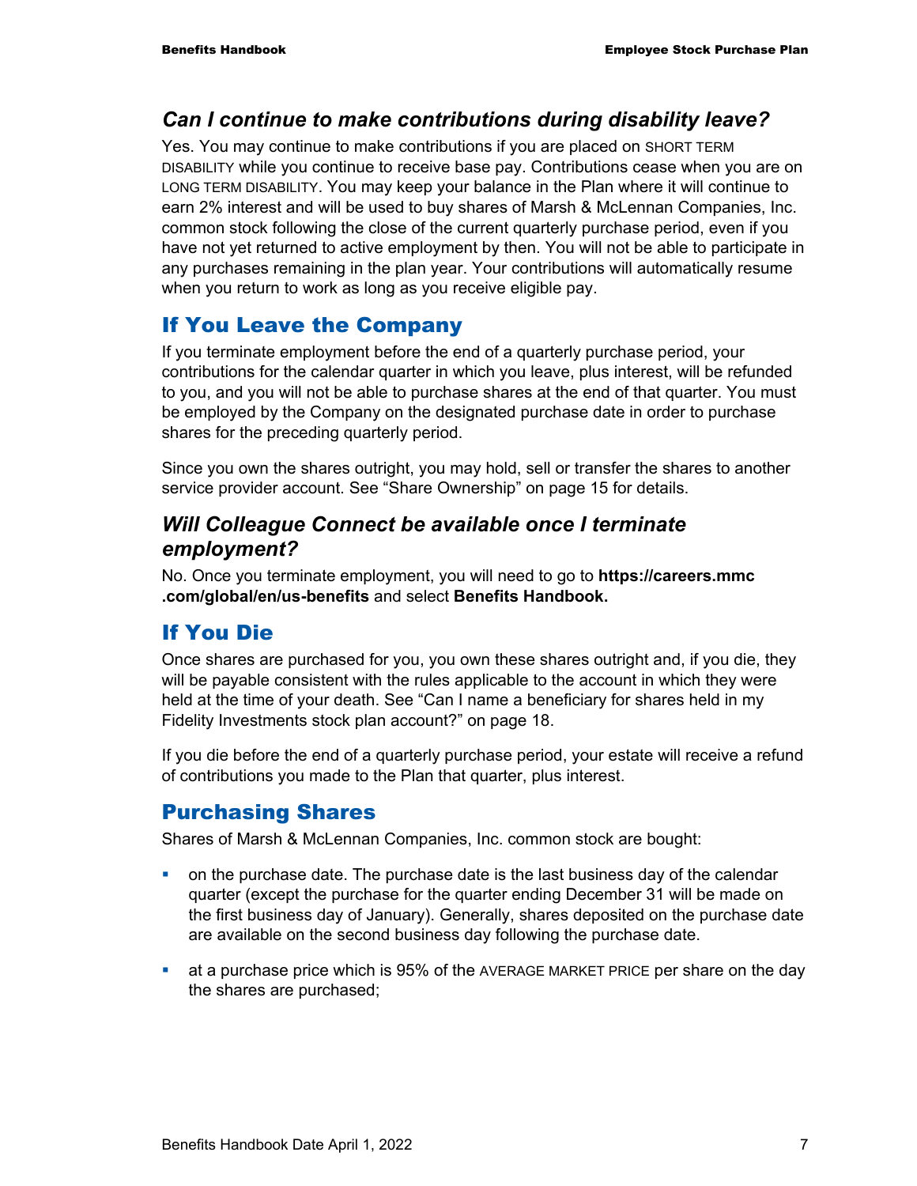### *Can I continue to make contributions during disability leave?*

Yes. You may continue to make contributions if you are placed on SHORT TERM DISABILITY while you continue to receive base pay. Contributions cease when you are on LONG TERM DISABILITY. You may keep your balance in the Plan where it will continue to earn 2% interest and will be used to buy shares of Marsh & McLennan Companies, Inc. common stock following the close of the current quarterly purchase period, even if you have not yet returned to active employment by then. You will not be able to participate in any purchases remaining in the plan year. Your contributions will automatically resume when you return to work as long as you receive eligible pay.

## If You Leave the Company

If you terminate employment before the end of a quarterly purchase period, your contributions for the calendar quarter in which you leave, plus interest, will be refunded to you, and you will not be able to purchase shares at the end of that quarter. You must be employed by the Company on the designated purchase date in order to purchase shares for the preceding quarterly period.

Since you own the shares outright, you may hold, sell or transfer the shares to another service provider account. See "Share Ownership" on page 15 for details.

### *Will Colleague Connect be available once I terminate employment?*

No. Once you terminate employment, you will need to go to **https://careers.mmc.com/global/en/us-benefits** and select **Benefits Handbook.**

## If You Die

Once shares are purchased for you, you own these shares outright and, if you die, they will be payable consistent with the rules applicable to the account in which they were held at the time of your death. See "Can I name a beneficiary for shares held in my Fidelity Investments stock plan account?" on page 18.

If you die before the end of a quarterly purchase period, your estate will receive a refund of contributions you made to the Plan that quarter, plus interest.

## Purchasing Shares

Shares of Marsh & McLennan Companies, Inc. common stock are bought:

- on the purchase date. The purchase date is the last business day of the calendar quarter (except the purchase for the quarter ending December 31 will be made on the first business day of January). Generally, shares deposited on the purchase date are available on the second business day following the purchase date.
- at a purchase price which is 95% of the AVERAGE MARKET PRICE per share on the day the shares are purchased;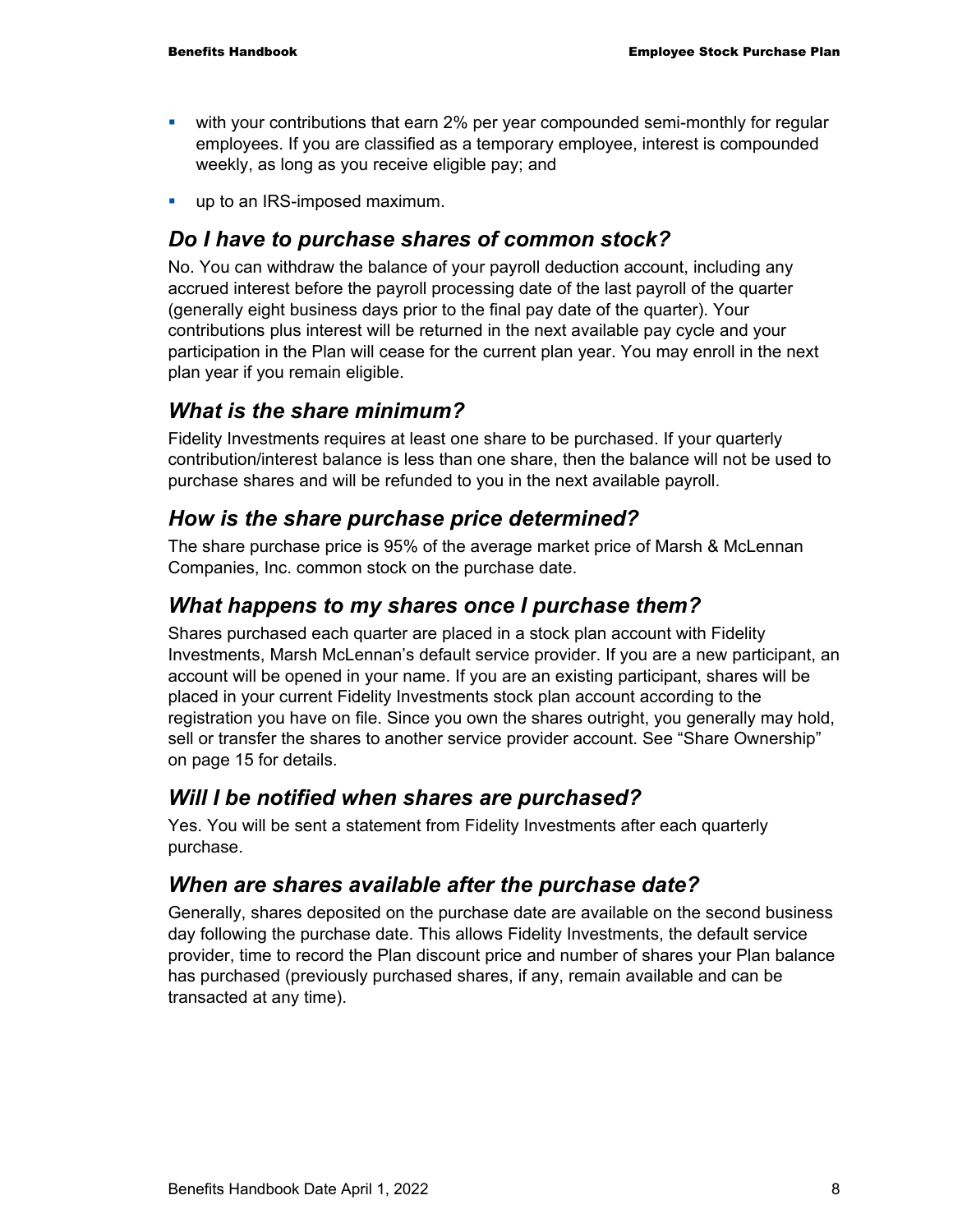- with your contributions that earn 2% per year compounded semi-monthly for regular employees. If you are classified as a temporary employee, interest is compounded weekly, as long as you receive eligible pay; and
- up to an IRS-imposed maximum.

## *Do I have to purchase shares of common stock?*

No. You can withdraw the balance of your payroll deduction account, including any accrued interest before the payroll processing date of the last payroll of the quarter (generally eight business days prior to the final pay date of the quarter). Your contributions plus interest will be returned in the next available pay cycle and your participation in the Plan will cease for the current plan year. You may enroll in the next plan year if you remain eligible.

## *What is the share minimum?*

Fidelity Investments requires at least one share to be purchased. If your quarterly contribution/interest balance is less than one share, then the balance will not be used to purchase shares and will be refunded to you in the next available payroll.

## *How is the share purchase price determined?*

The share purchase price is 95% of the average market price of Marsh & McLennan Companies, Inc. common stock on the purchase date.

## *What happens to my shares once I purchase them?*

Shares purchased each quarter are placed in a stock plan account with Fidelity Investments, Marsh McLennan's default service provider. If you are a new participant, an account will be opened in your name. If you are an existing participant, shares will be placed in your current Fidelity Investments stock plan account according to the registration you have on file. Since you own the shares outright, you generally may hold, sell or transfer the shares to another service provider account. See "Share Ownership" on page 15 for details.

## *Will I be notified when shares are purchased?*

Yes. You will be sent a statement from Fidelity Investments after each quarterly purchase.

## *When are shares available after the purchase date?*

Generally, shares deposited on the purchase date are available on the second business day following the purchase date. This allows Fidelity Investments, the default service provider, time to record the Plan discount price and number of shares your Plan balance has purchased (previously purchased shares, if any, remain available and can be transacted at any time).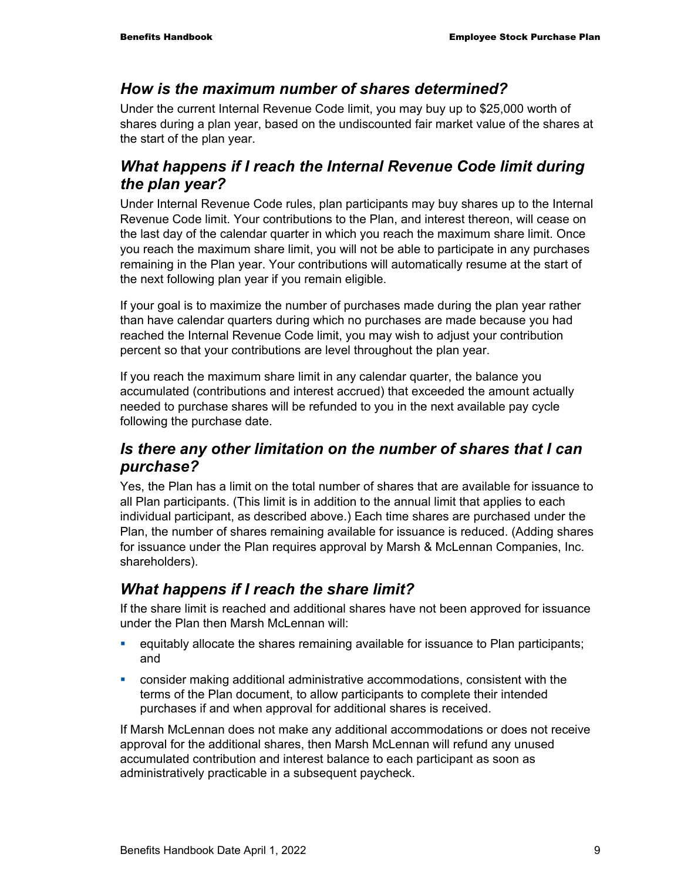### *How is the maximum number of shares determined?*

Under the current Internal Revenue Code limit, you may buy up to $25,000 worth of shares during a plan year, based on the undiscounted fair market value of the shares at the start of the plan year.

### *What happens if I reach the Internal Revenue Code limit during the plan year?*

Under Internal Revenue Code rules, plan participants may buy shares up to the Internal Revenue Code limit. Your contributions to the Plan, and interest thereon, will cease on the last day of the calendar quarter in which you reach the maximum share limit. Once you reach the maximum share limit, you will not be able to participate in any purchases remaining in the Plan year. Your contributions will automatically resume at the start of the next following plan year if you remain eligible.

If your goal is to maximize the number of purchases made during the plan year rather than have calendar quarters during which no purchases are made because you had reached the Internal Revenue Code limit, you may wish to adjust your contribution percent so that your contributions are level throughout the plan year.

If you reach the maximum share limit in any calendar quarter, the balance you accumulated (contributions and interest accrued) that exceeded the amount actually needed to purchase shares will be refunded to you in the next available pay cycle following the purchase date.

### *Is there any other limitation on the number of shares that I can purchase?*

Yes, the Plan has a limit on the total number of shares that are available for issuance to all Plan participants. (This limit is in addition to the annual limit that applies to each individual participant, as described above.) Each time shares are purchased under the Plan, the number of shares remaining available for issuance is reduced. (Adding shares for issuance under the Plan requires approval by Marsh & McLennan Companies, Inc. shareholders).

### *What happens if I reach the share limit?*

If the share limit is reached and additional shares have not been approved for issuance under the Plan then Marsh McLennan will:

- equitably allocate the shares remaining available for issuance to Plan participants; and
- consider making additional administrative accommodations, consistent with the terms of the Plan document, to allow participants to complete their intended purchases if and when approval for additional shares is received.

If Marsh McLennan does not make any additional accommodations or does not receive approval for the additional shares, then Marsh McLennan will refund any unused accumulated contribution and interest balance to each participant as soon as administratively practicable in a subsequent paycheck.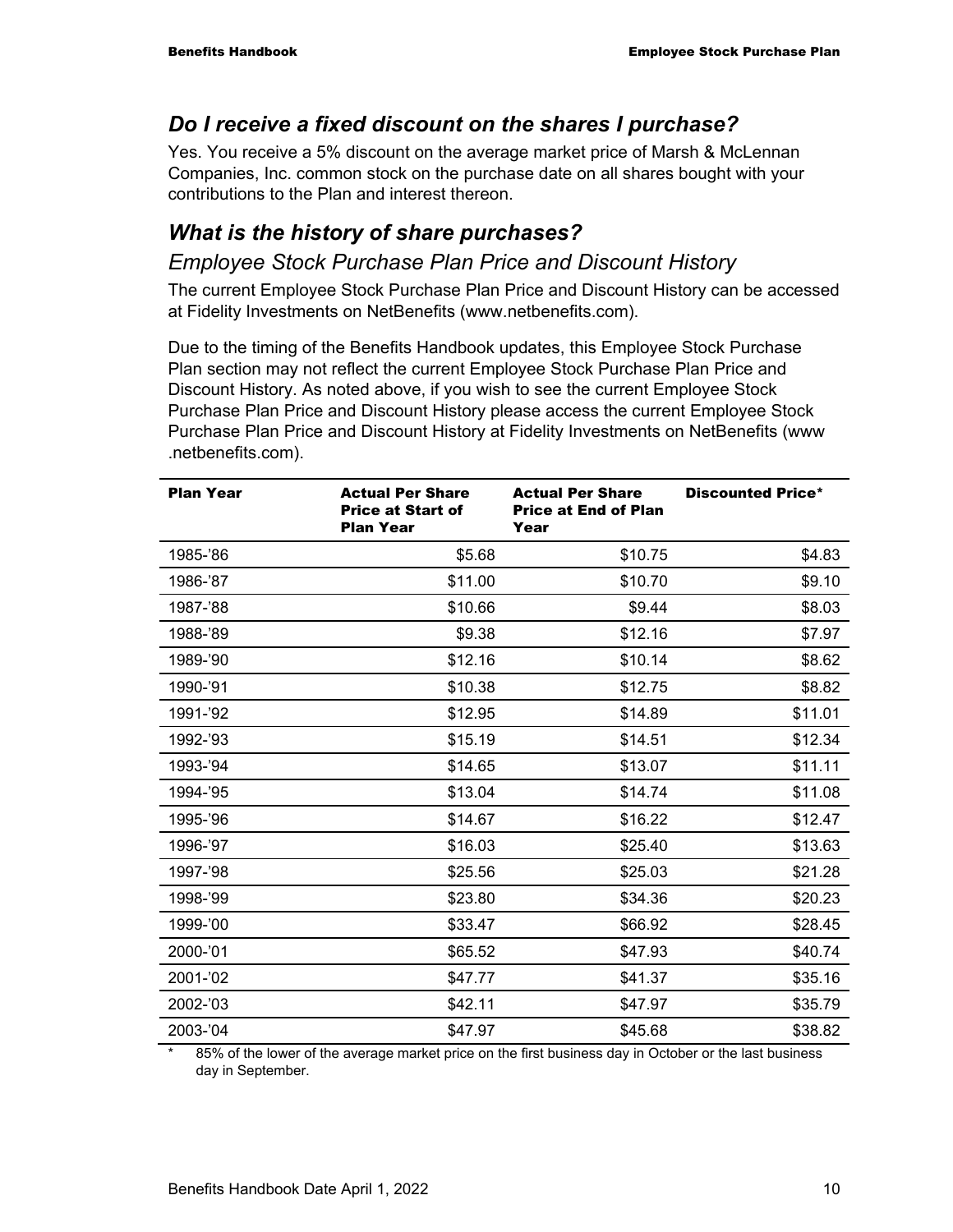## *Do I receive a fixed discount on the shares I purchase?*

Yes. You receive a 5% discount on the average market price of Marsh & McLennan Companies, Inc. common stock on the purchase date on all shares bought with your contributions to the Plan and interest thereon.

## *What is the history of share purchases?*

### *Employee Stock Purchase Plan Price and Discount History*

The current Employee Stock Purchase Plan Price and Discount History can be accessed at Fidelity Investments on NetBenefits (www.netbenefits.com).

Due to the timing of the Benefits Handbook updates, this Employee Stock Purchase Plan section may not reflect the current Employee Stock Purchase Plan Price and Discount History. As noted above, if you wish to see the current Employee Stock Purchase Plan Price and Discount History please access the current Employee Stock Purchase Plan Price and Discount History at Fidelity Investments on NetBenefits (www.netbenefits.com).

| Plan Year | Actual Per Share Price at Start of Plan Year | Actual Per Share Price at End of Plan Year | Discounted Price* |
|---|---:|---:|---:|
| 1985-'86 | $5.68 | $10.75 | $4.83 |
| 1986-'87 | $11.00 | $10.70 | $9.10 |
| 1987-'88 | $10.66 | $9.44 | $8.03 |
| 1988-'89 | $9.38 | $12.16 | $7.97 |
| 1989-'90 | $12.16 | $10.14 | $8.62 |
| 1990-'91 | $10.38 | $12.75 | $8.82 |
| 1991-'92 | $12.95 | $14.89 | $11.01 |
| 1992-'93 | $15.19 | $14.51 | $12.34 |
| 1993-'94 | $14.65 | $13.07 | $11.11 |
| 1994-'95 | $13.04 | $14.74 | $11.08 |
| 1995-'96 | $14.67 | $16.22 | $12.47 |
| 1996-'97 | $16.03 | $25.40 | $13.63 |
| 1997-'98 | $25.56 | $25.03 | $21.28 |
| 1998-'99 | $23.80 | $34.36 | $20.23 |
| 1999-'00 | $33.47 | $66.92 | $28.45 |
| 2000-'01 | $65.52 | $47.93 | $40.74 |
| 2001-'02 | $47.77 | $41.37 | $35.16 |
| 2002-'03 | $42.11 | $47.97 | $35.79 |
| 2003-'04 | $47.97 | $45.68 | $38.82 |

\* 85% of the lower of the average market price on the first business day in October or the last business day in September.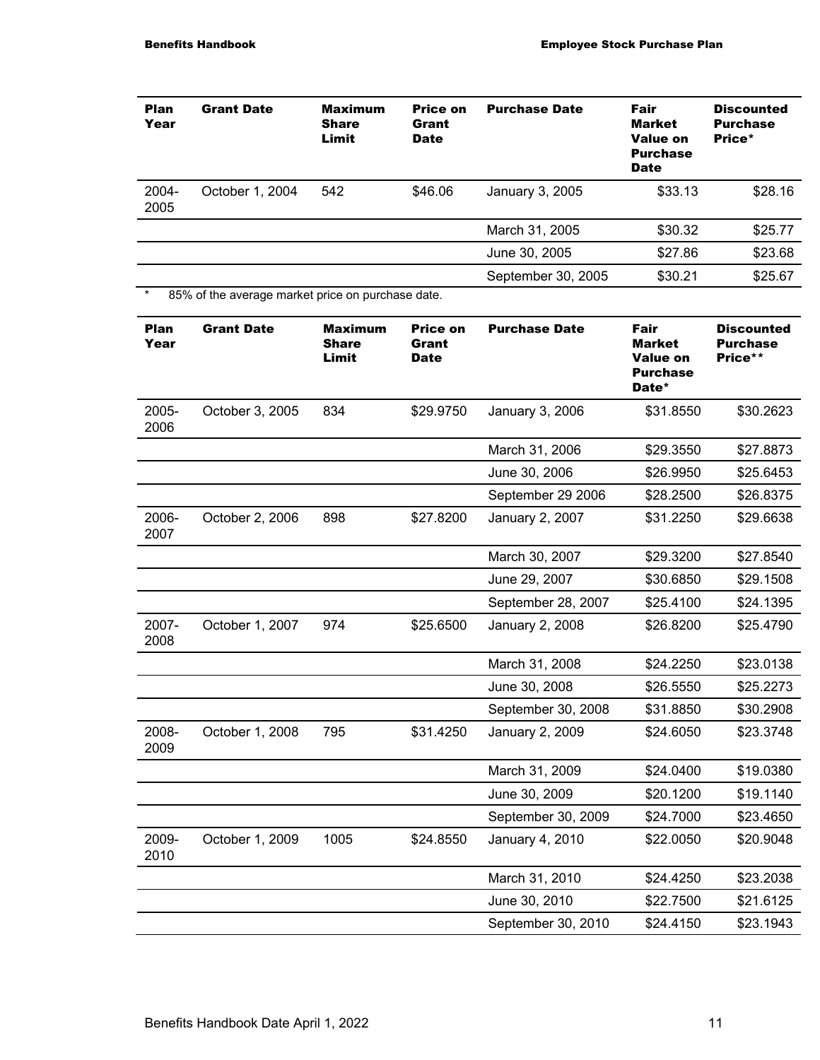| Plan Year | Grant Date | Maximum Share Limit | Price on Grant Date | Purchase Date | Fair Market Value on Purchase Date | Discounted Purchase Price* |
|---|---|---|---|---|---|---|
| 2004-2005 | October 1, 2004 | 542 | $46.06 | January 3, 2005 | $33.13 | $28.16 |
| | | | | March 31, 2005 | $30.32 | $25.77 |
| | | | | June 30, 2005 | $27.86 | $23.68 |
| | | | | September 30, 2005 | $30.21 | $25.67 |

\* 85% of the average market price on purchase date.

| Plan Year | Grant Date | Maximum Share Limit | Price on Grant Date | Purchase Date | Fair Market Value on Purchase Date* | Discounted Purchase Price** |
|---|---|---|---|---|---|---|
| 2005-2006 | October 3, 2005 | 834 | $29.9750 | January 3, 2006 | $31.8550 | $30.2623 |
| | | | | March 31, 2006 | $29.3550 | $27.8873 |
| | | | | June 30, 2006 | $26.9950 | $25.6453 |
| | | | | September 29 2006 | $28.2500 | $26.8375 |
| 2006-2007 | October 2, 2006 | 898 | $27.8200 | January 2, 2007 | $31.2250 | $29.6638 |
| | | | | March 30, 2007 | $29.3200 | $27.8540 |
| | | | | June 29, 2007 | $30.6850 | $29.1508 |
| | | | | September 28, 2007 | $25.4100 | $24.1395 |
| 2007-2008 | October 1, 2007 | 974 | $25.6500 | January 2, 2008 | $26.8200 | $25.4790 |
| | | | | March 31, 2008 | $24.2250 | $23.0138 |
| | | | | June 30, 2008 | $26.5550 | $25.2273 |
| | | | | September 30, 2008 | $31.8850 | $30.2908 |
| 2008-2009 | October 1, 2008 | 795 | $31.4250 | January 2, 2009 | $24.6050 | $23.3748 |
| | | | | March 31, 2009 | $24.0400 | $19.0380 |
| | | | | June 30, 2009 | $20.1200 | $19.1140 |
| | | | | September 30, 2009 | $24.7000 | $23.4650 |
| 2009-2010 | October 1, 2009 | 1005 | $24.8550 | January 4, 2010 | $22.0050 | $20.9048 |
| | | | | March 31, 2010 | $24.4250 | $23.2038 |
| | | | | June 30, 2010 | $22.7500 | $21.6125 |
| | | | | September 30, 2010 | $24.4150 | $23.1943 |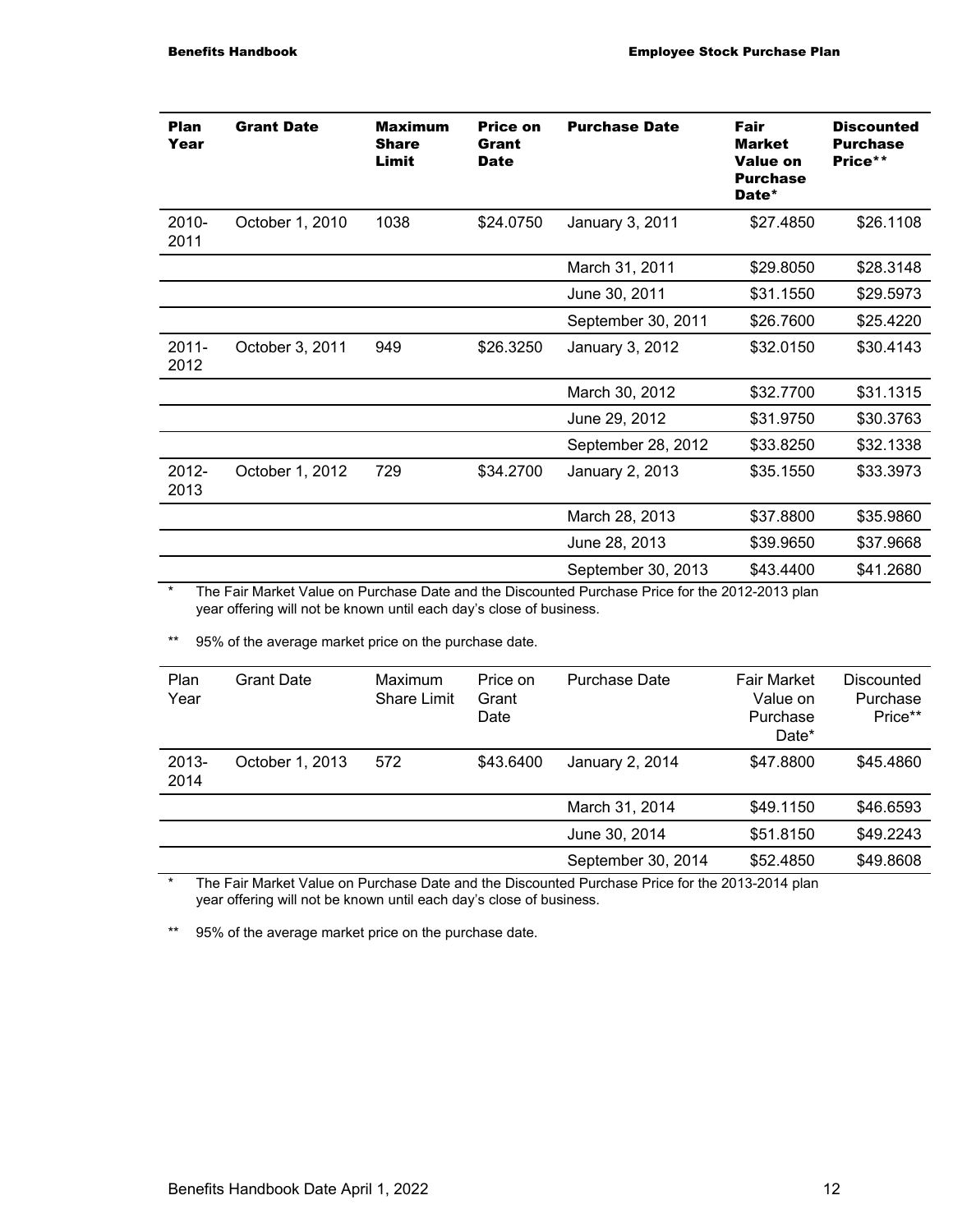| Plan Year | Grant Date | Maximum Share Limit | Price on Grant Date | Purchase Date | Fair Market Value on Purchase Date* | Discounted Purchase Price** |
|---|---|---|---|---|---|---|
| 2010-2011 | October 1, 2010 | 1038 | $24.0750 | January 3, 2011 | $27.4850 | $26.1108 |
| | | | | March 31, 2011 | $29.8050 | $28.3148 |
| | | | | June 30, 2011 | $31.1550 | $29.5973 |
| | | | | September 30, 2011 | $26.7600 | $25.4220 |
| 2011-2012 | October 3, 2011 | 949 | $26.3250 | January 3, 2012 | $32.0150 | $30.4143 |
| | | | | March 30, 2012 | $32.7700 | $31.1315 |
| | | | | June 29, 2012 | $31.9750 | $30.3763 |
| | | | | September 28, 2012 | $33.8250 | $32.1338 |
| 2012-2013 | October 1, 2012 | 729 | $34.2700 | January 2, 2013 | $35.1550 | $33.3973 |
| | | | | March 28, 2013 | $37.8800 | $35.9860 |
| | | | | June 28, 2013 | $39.9650 | $37.9668 |
| | | | | September 30, 2013 | $43.4400 | $41.2680 |

\* The Fair Market Value on Purchase Date and the Discounted Purchase Price for the 2012-2013 plan year offering will not be known until each day's close of business.

\** 95% of the average market price on the purchase date.

| Plan Year | Grant Date | Maximum Share Limit | Price on Grant Date | Purchase Date | Fair Market Value on Purchase Date* | Discounted Purchase Price** |
|---|---|---|---|---|---|---|
| 2013-2014 | October 1, 2013 | 572 | $43.6400 | January 2, 2014 | $47.8800 | $45.4860 |
| | | | | March 31, 2014 | $49.1150 | $46.6593 |
| | | | | June 30, 2014 | $51.8150 | $49.2243 |
| | | | | September 30, 2014 | $52.4850 | $49.8608 |

\* The Fair Market Value on Purchase Date and the Discounted Purchase Price for the 2013-2014 plan year offering will not be known until each day's close of business.

\** 95% of the average market price on the purchase date.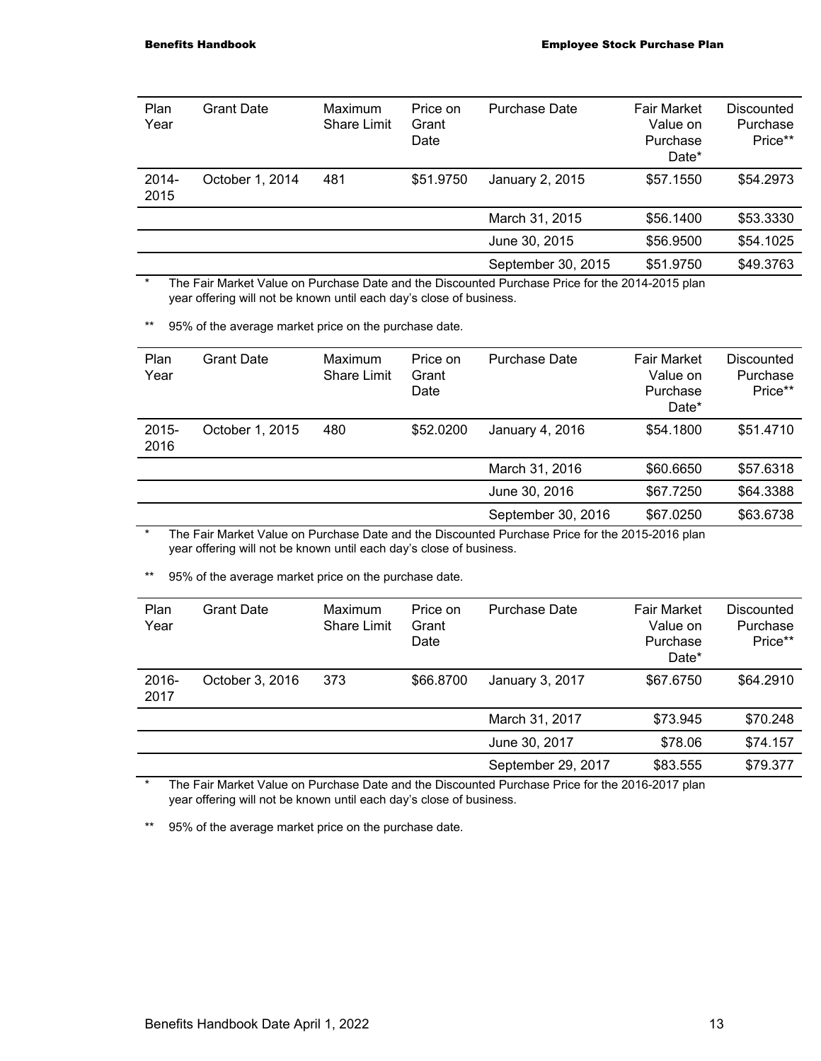| Plan Year | Grant Date | Maximum Share Limit | Price on Grant Date | Purchase Date | Fair Market Value on Purchase Date* | Discounted Purchase Price** |
|---|---|---|---|---|---|---|
| 2014-2015 | October 1, 2014 | 481 | $51.9750 | January 2, 2015 | $57.1550 | $54.2973 |
| | | | | March 31, 2015 | $56.1400 | $53.3330 |
| | | | | June 30, 2015 | $56.9500 | $54.1025 |
| | | | | September 30, 2015 | $51.9750 | $49.3763 |

* The Fair Market Value on Purchase Date and the Discounted Purchase Price for the 2014-2015 plan year offering will not be known until each day's close of business.

** 95% of the average market price on the purchase date.

| Plan Year | Grant Date | Maximum Share Limit | Price on Grant Date | Purchase Date | Fair Market Value on Purchase Date* | Discounted Purchase Price** |
|---|---|---|---|---|---|---|
| 2015-2016 | October 1, 2015 | 480 | $52.0200 | January 4, 2016 | $54.1800 | $51.4710 |
| | | | | March 31, 2016 | $60.6650 | $57.6318 |
| | | | | June 30, 2016 | $67.7250 | $64.3388 |
| | | | | September 30, 2016 | $67.0250 | $63.6738 |

* The Fair Market Value on Purchase Date and the Discounted Purchase Price for the 2015-2016 plan year offering will not be known until each day's close of business.

** 95% of the average market price on the purchase date.

| Plan Year | Grant Date | Maximum Share Limit | Price on Grant Date | Purchase Date | Fair Market Value on Purchase Date* | Discounted Purchase Price** |
|---|---|---|---|---|---|---|
| 2016-2017 | October 3, 2016 | 373 | $66.8700 | January 3, 2017 | $67.6750 | $64.2910 |
| | | | | March 31, 2017 | $73.945 | $70.248 |
| | | | | June 30, 2017 | $78.06 | $74.157 |
| | | | | September 29, 2017 | $83.555 | $79.377 |

* The Fair Market Value on Purchase Date and the Discounted Purchase Price for the 2016-2017 plan year offering will not be known until each day's close of business.

** 95% of the average market price on the purchase date.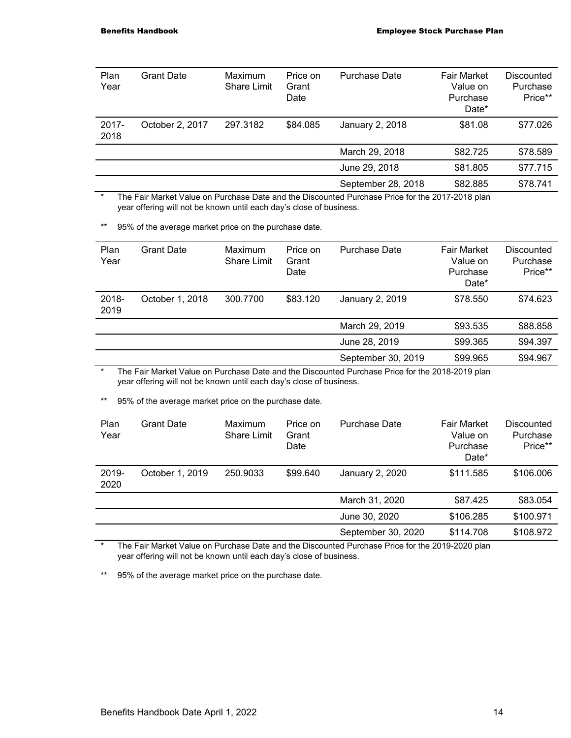| Plan Year | Grant Date | Maximum Share Limit | Price on Grant Date | Purchase Date | Fair Market Value on Purchase Date* | Discounted Purchase Price** |
|---|---|---|---|---|---|---|
| 2017-2018 | October 2, 2017 | 297.3182 | $84.085 | January 2, 2018 | $81.08 | $77.026 |
| | | | | March 29, 2018 | $82.725 | $78.589 |
| | | | | June 29, 2018 | $81.805 | $77.715 |
| | | | | September 28, 2018 | $82.885 | $78.741 |

\* The Fair Market Value on Purchase Date and the Discounted Purchase Price for the 2017-2018 plan year offering will not be known until each day's close of business.

** 95% of the average market price on the purchase date.

| Plan Year | Grant Date | Maximum Share Limit | Price on Grant Date | Purchase Date | Fair Market Value on Purchase Date* | Discounted Purchase Price** |
|---|---|---|---|---|---|---|
| 2018-2019 | October 1, 2018 | 300.7700 | $83.120 | January 2, 2019 | $78.550 | $74.623 |
| | | | | March 29, 2019 | $93.535 | $88.858 |
| | | | | June 28, 2019 | $99.365 | $94.397 |
| | | | | September 30, 2019 | $99.965 | $94.967 |

\* The Fair Market Value on Purchase Date and the Discounted Purchase Price for the 2018-2019 plan year offering will not be known until each day's close of business.

** 95% of the average market price on the purchase date.

| Plan Year | Grant Date | Maximum Share Limit | Price on Grant Date | Purchase Date | Fair Market Value on Purchase Date* | Discounted Purchase Price** |
|---|---|---|---|---|---|---|
| 2019-2020 | October 1, 2019 | 250.9033 | $99.640 | January 2, 2020 | $111.585 | $106.006 |
| | | | | March 31, 2020 | $87.425 | $83.054 |
| | | | | June 30, 2020 | $106.285 | $100.971 |
| | | | | September 30, 2020 | $114.708 | $108.972 |

\* The Fair Market Value on Purchase Date and the Discounted Purchase Price for the 2019-2020 plan year offering will not be known until each day's close of business.

** 95% of the average market price on the purchase date.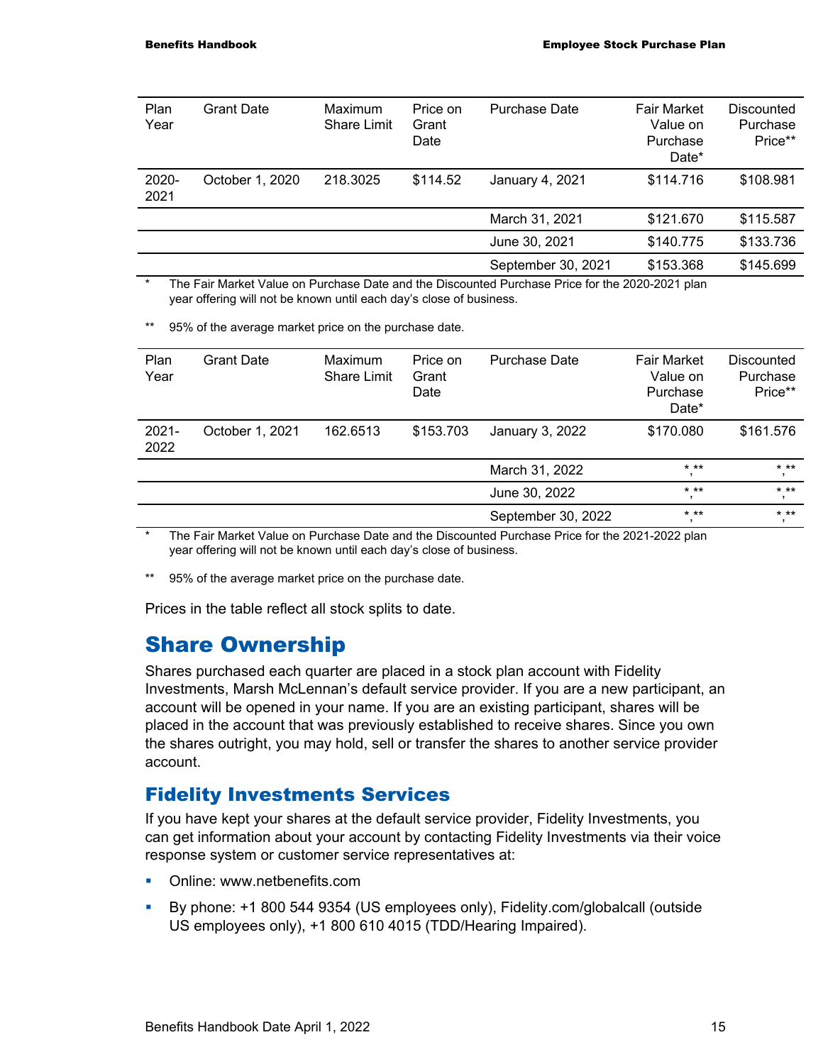| Plan Year | Grant Date | Maximum Share Limit | Price on Grant Date | Purchase Date | Fair Market Value on Purchase Date* | Discounted Purchase Price** |
|---|---|---|---|---|---|---|
| 2020-2021 | October 1, 2020 | 218.3025 | $114.52 | January 4, 2021 | $114.716 | $108.981 |
| | | | | March 31, 2021 | $121.670 | $115.587 |
| | | | | June 30, 2021 | $140.775 | $133.736 |
| | | | | September 30, 2021 | $153.368 | $145.699 |

\* The Fair Market Value on Purchase Date and the Discounted Purchase Price for the 2020-2021 plan year offering will not be known until each day's close of business.

\** 95% of the average market price on the purchase date.

| Plan Year | Grant Date | Maximum Share Limit | Price on Grant Date | Purchase Date | Fair Market Value on Purchase Date* | Discounted Purchase Price** |
|---|---|---|---|---|---|---|
| 2021-2022 | October 1, 2021 | 162.6513 | $153.703 | January 3, 2022 | $170.080 | $161.576 |
| | | | | March 31, 2022 | *,** | *,** |
| | | | | June 30, 2022 | *,** | *,** |
| | | | | September 30, 2022 | *,** | *,** |

\* The Fair Market Value on Purchase Date and the Discounted Purchase Price for the 2021-2022 plan year offering will not be known until each day's close of business.

\** 95% of the average market price on the purchase date.

Prices in the table reflect all stock splits to date.

# Share Ownership

Shares purchased each quarter are placed in a stock plan account with Fidelity Investments, Marsh McLennan's default service provider. If you are a new participant, an account will be opened in your name. If you are an existing participant, shares will be placed in the account that was previously established to receive shares. Since you own the shares outright, you may hold, sell or transfer the shares to another service provider account.

## Fidelity Investments Services

If you have kept your shares at the default service provider, Fidelity Investments, you can get information about your account by contacting Fidelity Investments via their voice response system or customer service representatives at:

- Online: www.netbenefits.com
- By phone: +1 800 544 9354 (US employees only), Fidelity.com/globalcall (outside US employees only), +1 800 610 4015 (TDD/Hearing Impaired).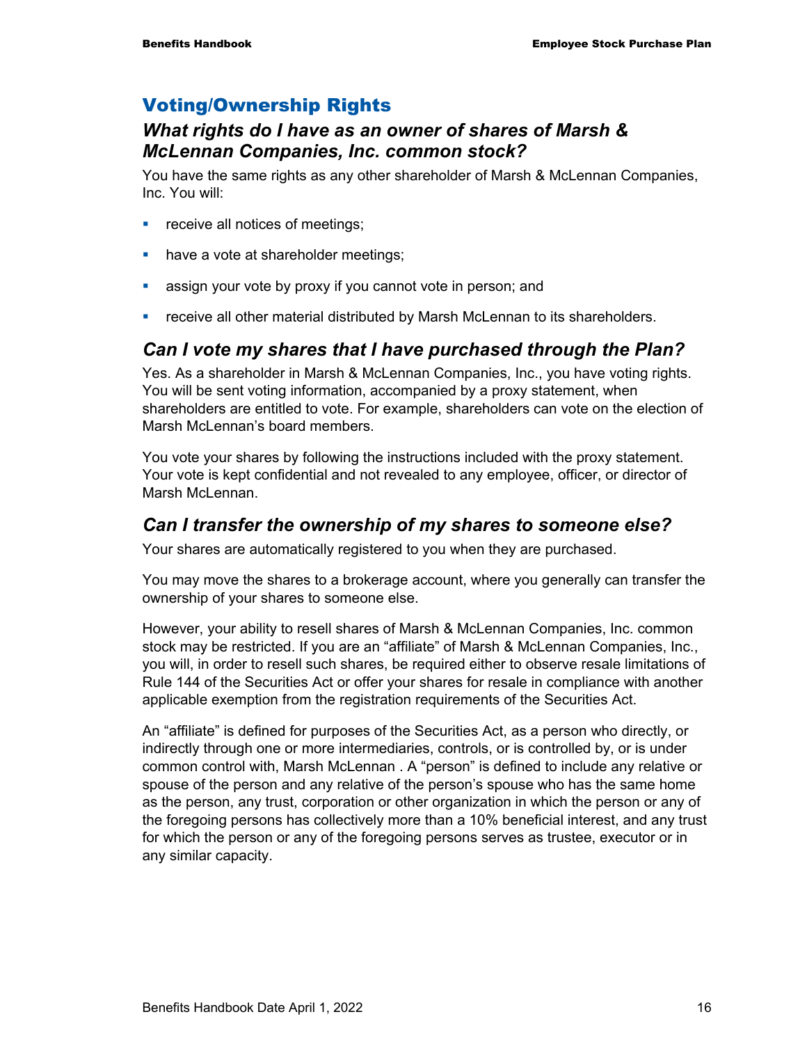## Voting/Ownership Rights

### *What rights do I have as an owner of shares of Marsh & McLennan Companies, Inc. common stock?*

You have the same rights as any other shareholder of Marsh & McLennan Companies, Inc. You will:

- receive all notices of meetings;
- have a vote at shareholder meetings;
- assign your vote by proxy if you cannot vote in person; and
- receive all other material distributed by Marsh McLennan to its shareholders.

### *Can I vote my shares that I have purchased through the Plan?*

Yes. As a shareholder in Marsh & McLennan Companies, Inc., you have voting rights. You will be sent voting information, accompanied by a proxy statement, when shareholders are entitled to vote. For example, shareholders can vote on the election of Marsh McLennan's board members.

You vote your shares by following the instructions included with the proxy statement. Your vote is kept confidential and not revealed to any employee, officer, or director of Marsh McLennan.

### *Can I transfer the ownership of my shares to someone else?*

Your shares are automatically registered to you when they are purchased.

You may move the shares to a brokerage account, where you generally can transfer the ownership of your shares to someone else.

However, your ability to resell shares of Marsh & McLennan Companies, Inc. common stock may be restricted. If you are an "affiliate" of Marsh & McLennan Companies, Inc., you will, in order to resell such shares, be required either to observe resale limitations of Rule 144 of the Securities Act or offer your shares for resale in compliance with another applicable exemption from the registration requirements of the Securities Act.

An "affiliate" is defined for purposes of the Securities Act, as a person who directly, or indirectly through one or more intermediaries, controls, or is controlled by, or is under common control with, Marsh McLennan . A "person" is defined to include any relative or spouse of the person and any relative of the person's spouse who has the same home as the person, any trust, corporation or other organization in which the person or any of the foregoing persons has collectively more than a 10% beneficial interest, and any trust for which the person or any of the foregoing persons serves as trustee, executor or in any similar capacity.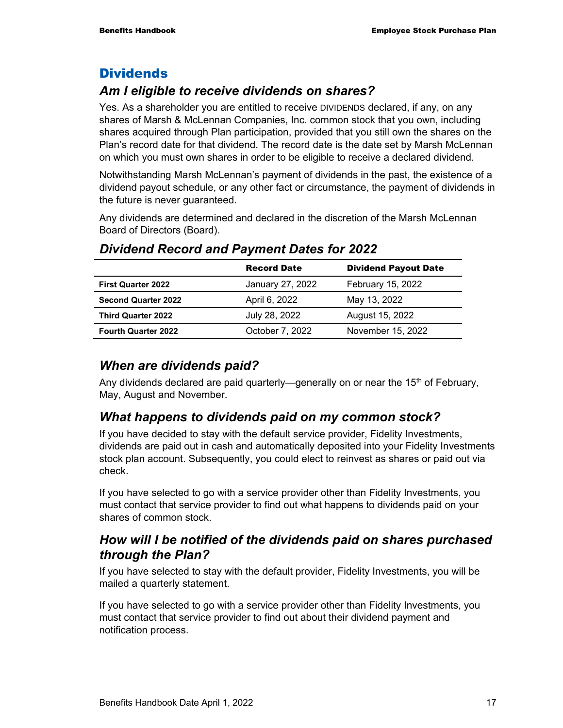## Dividends

### *Am I eligible to receive dividends on shares?*

Yes. As a shareholder you are entitled to receive DIVIDENDS declared, if any, on any shares of Marsh & McLennan Companies, Inc. common stock that you own, including shares acquired through Plan participation, provided that you still own the shares on the Plan's record date for that dividend. The record date is the date set by Marsh McLennan on which you must own shares in order to be eligible to receive a declared dividend.

Notwithstanding Marsh McLennan's payment of dividends in the past, the existence of a dividend payout schedule, or any other fact or circumstance, the payment of dividends in the future is never guaranteed.

Any dividends are determined and declared in the discretion of the Marsh McLennan Board of Directors (Board).

### *Dividend Record and Payment Dates for 2022*

| | Record Date | Dividend Payout Date |
|---|---|---|
| **First Quarter 2022** | January 27, 2022 | February 15, 2022 |
| **Second Quarter 2022** | April 6, 2022 | May 13, 2022 |
| **Third Quarter 2022** | July 28, 2022 | August 15, 2022 |
| **Fourth Quarter 2022** | October 7, 2022 | November 15, 2022 |

### *When are dividends paid?*

Any dividends declared are paid quarterly—generally on or near the 15th of February, May, August and November.

### *What happens to dividends paid on my common stock?*

If you have decided to stay with the default service provider, Fidelity Investments, dividends are paid out in cash and automatically deposited into your Fidelity Investments stock plan account. Subsequently, you could elect to reinvest as shares or paid out via check.

If you have selected to go with a service provider other than Fidelity Investments, you must contact that service provider to find out what happens to dividends paid on your shares of common stock.

### *How will I be notified of the dividends paid on shares purchased through the Plan?*

If you have selected to stay with the default provider, Fidelity Investments, you will be mailed a quarterly statement.

If you have selected to go with a service provider other than Fidelity Investments, you must contact that service provider to find out about their dividend payment and notification process.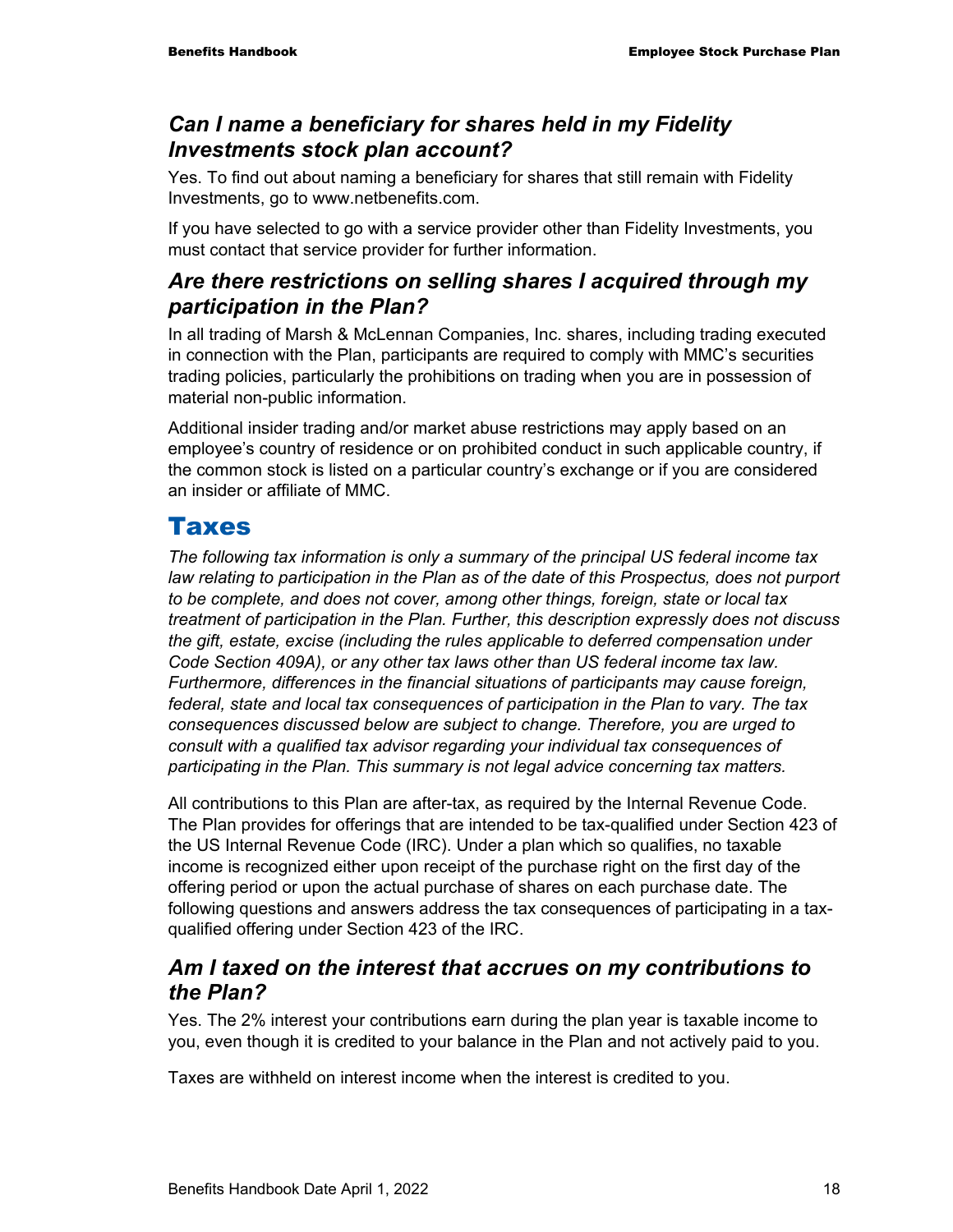### *Can I name a beneficiary for shares held in my Fidelity Investments stock plan account?*

Yes. To find out about naming a beneficiary for shares that still remain with Fidelity Investments, go to www.netbenefits.com.

If you have selected to go with a service provider other than Fidelity Investments, you must contact that service provider for further information.

### *Are there restrictions on selling shares I acquired through my participation in the Plan?*

In all trading of Marsh & McLennan Companies, Inc. shares, including trading executed in connection with the Plan, participants are required to comply with MMC's securities trading policies, particularly the prohibitions on trading when you are in possession of material non-public information.

Additional insider trading and/or market abuse restrictions may apply based on an employee's country of residence or on prohibited conduct in such applicable country, if the common stock is listed on a particular country's exchange or if you are considered an insider or affiliate of MMC.

## Taxes

*The following tax information is only a summary of the principal US federal income tax law relating to participation in the Plan as of the date of this Prospectus, does not purport to be complete, and does not cover, among other things, foreign, state or local tax treatment of participation in the Plan. Further, this description expressly does not discuss the gift, estate, excise (including the rules applicable to deferred compensation under Code Section 409A), or any other tax laws other than US federal income tax law. Furthermore, differences in the financial situations of participants may cause foreign, federal, state and local tax consequences of participation in the Plan to vary. The tax consequences discussed below are subject to change. Therefore, you are urged to consult with a qualified tax advisor regarding your individual tax consequences of participating in the Plan. This summary is not legal advice concerning tax matters.*

All contributions to this Plan are after-tax, as required by the Internal Revenue Code. The Plan provides for offerings that are intended to be tax-qualified under Section 423 of the US Internal Revenue Code (IRC). Under a plan which so qualifies, no taxable income is recognized either upon receipt of the purchase right on the first day of the offering period or upon the actual purchase of shares on each purchase date. The following questions and answers address the tax consequences of participating in a tax-qualified offering under Section 423 of the IRC.

### *Am I taxed on the interest that accrues on my contributions to the Plan?*

Yes. The 2% interest your contributions earn during the plan year is taxable income to you, even though it is credited to your balance in the Plan and not actively paid to you.

Taxes are withheld on interest income when the interest is credited to you.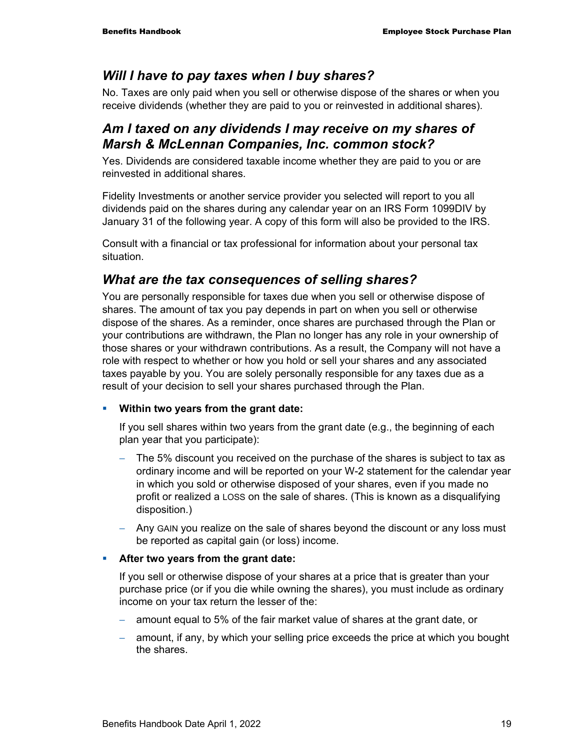## *Will I have to pay taxes when I buy shares?*

No. Taxes are only paid when you sell or otherwise dispose of the shares or when you receive dividends (whether they are paid to you or reinvested in additional shares).

## *Am I taxed on any dividends I may receive on my shares of Marsh & McLennan Companies, Inc. common stock?*

Yes. Dividends are considered taxable income whether they are paid to you or are reinvested in additional shares.

Fidelity Investments or another service provider you selected will report to you all dividends paid on the shares during any calendar year on an IRS Form 1099DIV by January 31 of the following year. A copy of this form will also be provided to the IRS.

Consult with a financial or tax professional for information about your personal tax situation.

## *What are the tax consequences of selling shares?*

You are personally responsible for taxes due when you sell or otherwise dispose of shares. The amount of tax you pay depends in part on when you sell or otherwise dispose of the shares. As a reminder, once shares are purchased through the Plan or your contributions are withdrawn, the Plan no longer has any role in your ownership of those shares or your withdrawn contributions. As a result, the Company will not have a role with respect to whether or how you hold or sell your shares and any associated taxes payable by you. You are solely personally responsible for any taxes due as a result of your decision to sell your shares purchased through the Plan.

- **Within two years from the grant date:**

  If you sell shares within two years from the grant date (e.g., the beginning of each plan year that you participate):

  - The 5% discount you received on the purchase of the shares is subject to tax as ordinary income and will be reported on your W-2 statement for the calendar year in which you sold or otherwise disposed of your shares, even if you made no profit or realized a LOSS on the sale of shares. (This is known as a disqualifying disposition.)
  - Any GAIN you realize on the sale of shares beyond the discount or any loss must be reported as capital gain (or loss) income.

- **After two years from the grant date:**

  If you sell or otherwise dispose of your shares at a price that is greater than your purchase price (or if you die while owning the shares), you must include as ordinary income on your tax return the lesser of the:

  - amount equal to 5% of the fair market value of shares at the grant date, or
  - amount, if any, by which your selling price exceeds the price at which you bought the shares.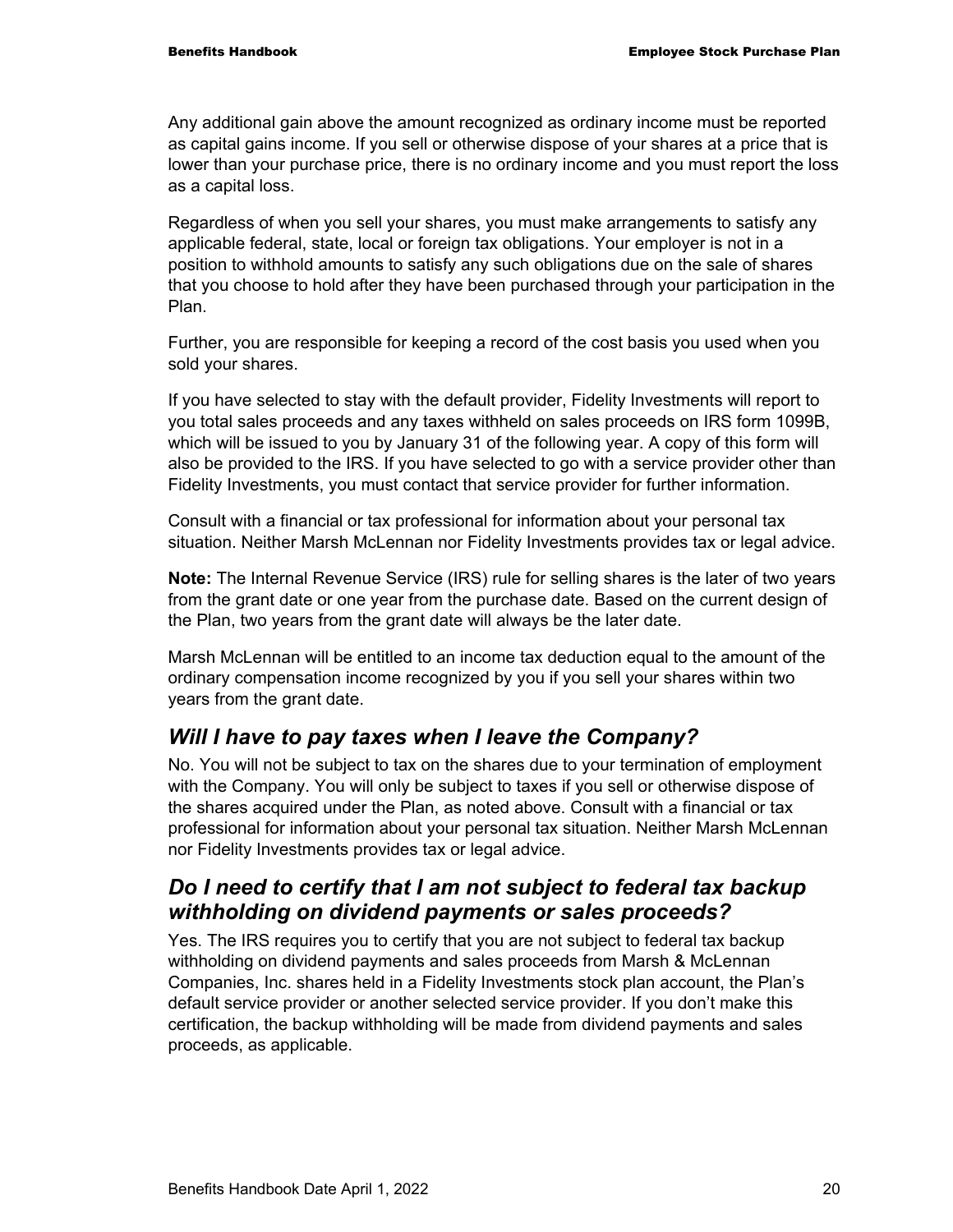Any additional gain above the amount recognized as ordinary income must be reported as capital gains income. If you sell or otherwise dispose of your shares at a price that is lower than your purchase price, there is no ordinary income and you must report the loss as a capital loss.

Regardless of when you sell your shares, you must make arrangements to satisfy any applicable federal, state, local or foreign tax obligations. Your employer is not in a position to withhold amounts to satisfy any such obligations due on the sale of shares that you choose to hold after they have been purchased through your participation in the Plan.

Further, you are responsible for keeping a record of the cost basis you used when you sold your shares.

If you have selected to stay with the default provider, Fidelity Investments will report to you total sales proceeds and any taxes withheld on sales proceeds on IRS form 1099B, which will be issued to you by January 31 of the following year. A copy of this form will also be provided to the IRS. If you have selected to go with a service provider other than Fidelity Investments, you must contact that service provider for further information.

Consult with a financial or tax professional for information about your personal tax situation. Neither Marsh McLennan nor Fidelity Investments provides tax or legal advice.

**Note:** The Internal Revenue Service (IRS) rule for selling shares is the later of two years from the grant date or one year from the purchase date. Based on the current design of the Plan, two years from the grant date will always be the later date.

Marsh McLennan will be entitled to an income tax deduction equal to the amount of the ordinary compensation income recognized by you if you sell your shares within two years from the grant date.

## *Will I have to pay taxes when I leave the Company?*

No. You will not be subject to tax on the shares due to your termination of employment with the Company. You will only be subject to taxes if you sell or otherwise dispose of the shares acquired under the Plan, as noted above. Consult with a financial or tax professional for information about your personal tax situation. Neither Marsh McLennan nor Fidelity Investments provides tax or legal advice.

## *Do I need to certify that I am not subject to federal tax backup withholding on dividend payments or sales proceeds?*

Yes. The IRS requires you to certify that you are not subject to federal tax backup withholding on dividend payments and sales proceeds from Marsh & McLennan Companies, Inc. shares held in a Fidelity Investments stock plan account, the Plan's default service provider or another selected service provider. If you don't make this certification, the backup withholding will be made from dividend payments and sales proceeds, as applicable.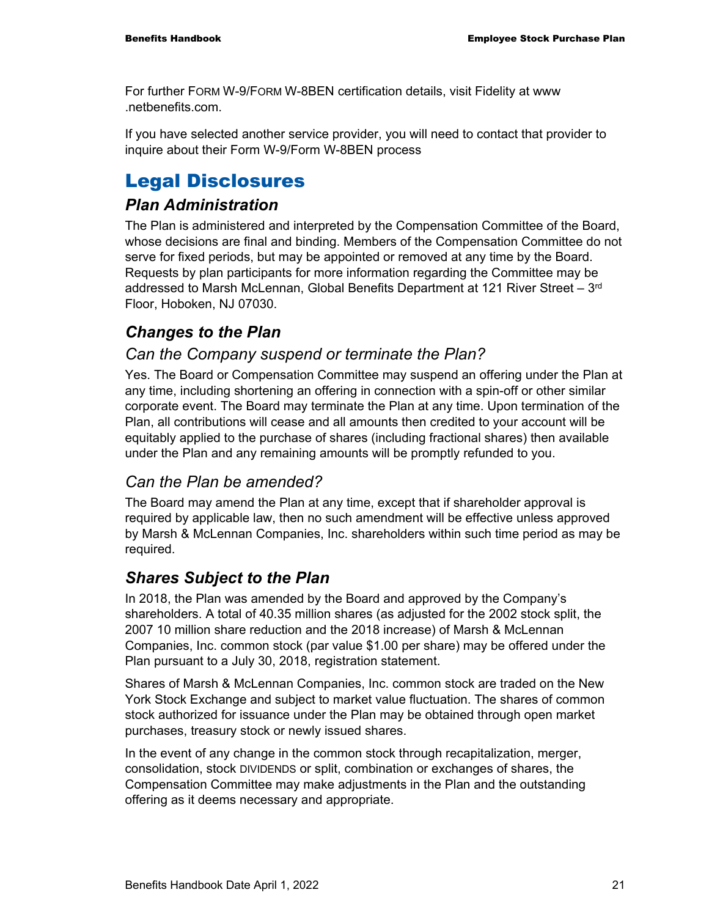For further FORM W-9/FORM W-8BEN certification details, visit Fidelity at www .netbenefits.com.

If you have selected another service provider, you will need to contact that provider to inquire about their Form W-9/Form W-8BEN process

# Legal Disclosures

## *Plan Administration*

The Plan is administered and interpreted by the Compensation Committee of the Board, whose decisions are final and binding. Members of the Compensation Committee do not serve for fixed periods, but may be appointed or removed at any time by the Board. Requests by plan participants for more information regarding the Committee may be addressed to Marsh McLennan, Global Benefits Department at 121 River Street – 3rd Floor, Hoboken, NJ 07030.

## *Changes to the Plan*

### *Can the Company suspend or terminate the Plan?*

Yes. The Board or Compensation Committee may suspend an offering under the Plan at any time, including shortening an offering in connection with a spin-off or other similar corporate event. The Board may terminate the Plan at any time. Upon termination of the Plan, all contributions will cease and all amounts then credited to your account will be equitably applied to the purchase of shares (including fractional shares) then available under the Plan and any remaining amounts will be promptly refunded to you.

### *Can the Plan be amended?*

The Board may amend the Plan at any time, except that if shareholder approval is required by applicable law, then no such amendment will be effective unless approved by Marsh & McLennan Companies, Inc. shareholders within such time period as may be required.

## *Shares Subject to the Plan*

In 2018, the Plan was amended by the Board and approved by the Company's shareholders. A total of 40.35 million shares (as adjusted for the 2002 stock split, the 2007 10 million share reduction and the 2018 increase) of Marsh & McLennan Companies, Inc. common stock (par value $1.00 per share) may be offered under the Plan pursuant to a July 30, 2018, registration statement.

Shares of Marsh & McLennan Companies, Inc. common stock are traded on the New York Stock Exchange and subject to market value fluctuation. The shares of common stock authorized for issuance under the Plan may be obtained through open market purchases, treasury stock or newly issued shares.

In the event of any change in the common stock through recapitalization, merger, consolidation, stock DIVIDENDS or split, combination or exchanges of shares, the Compensation Committee may make adjustments in the Plan and the outstanding offering as it deems necessary and appropriate.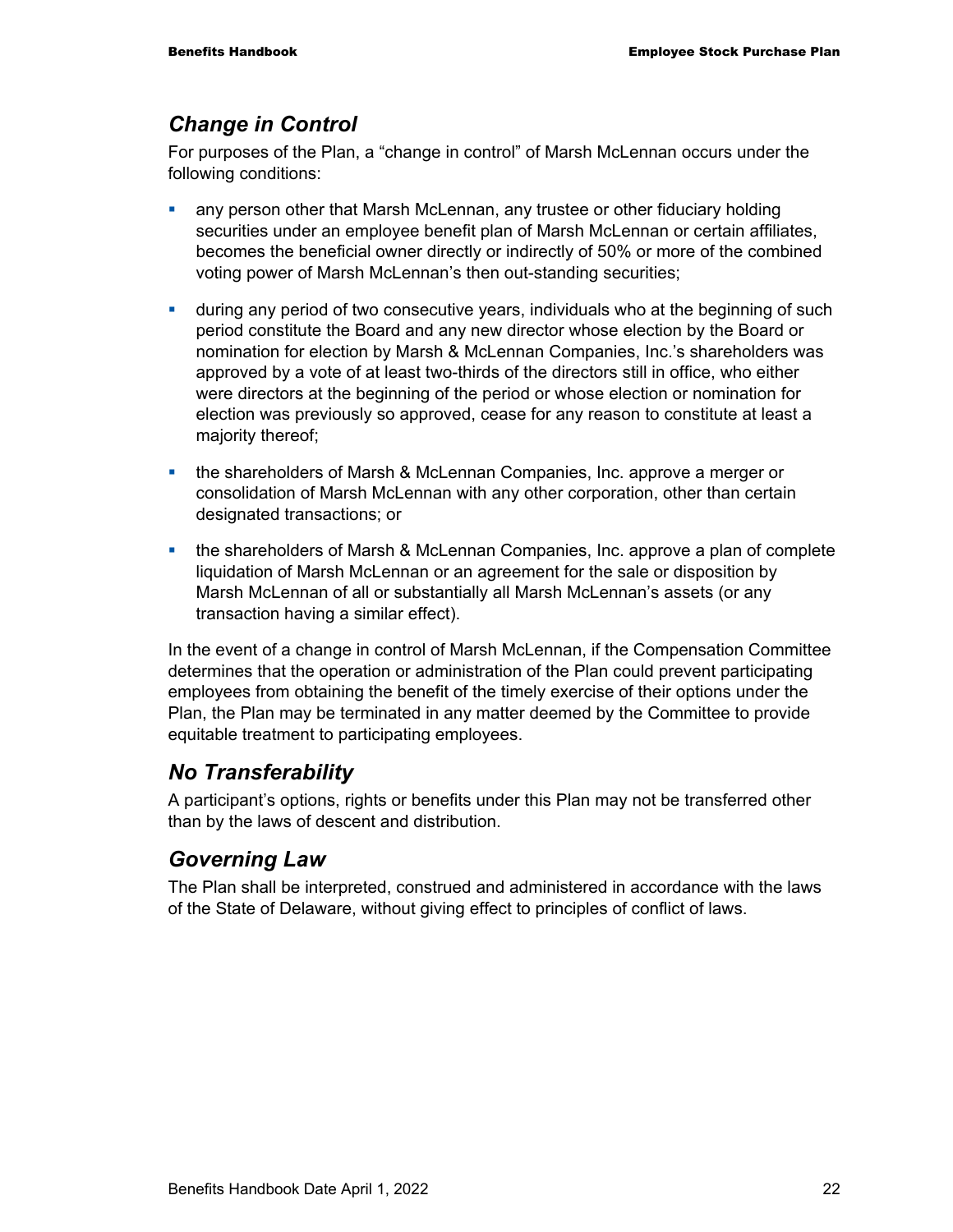## *Change in Control*

For purposes of the Plan, a "change in control" of Marsh McLennan occurs under the following conditions:

- any person other that Marsh McLennan, any trustee or other fiduciary holding securities under an employee benefit plan of Marsh McLennan or certain affiliates, becomes the beneficial owner directly or indirectly of 50% or more of the combined voting power of Marsh McLennan's then out-standing securities;
- during any period of two consecutive years, individuals who at the beginning of such period constitute the Board and any new director whose election by the Board or nomination for election by Marsh & McLennan Companies, Inc.'s shareholders was approved by a vote of at least two-thirds of the directors still in office, who either were directors at the beginning of the period or whose election or nomination for election was previously so approved, cease for any reason to constitute at least a majority thereof;
- the shareholders of Marsh & McLennan Companies, Inc. approve a merger or consolidation of Marsh McLennan with any other corporation, other than certain designated transactions; or
- the shareholders of Marsh & McLennan Companies, Inc. approve a plan of complete liquidation of Marsh McLennan or an agreement for the sale or disposition by Marsh McLennan of all or substantially all Marsh McLennan's assets (or any transaction having a similar effect).

In the event of a change in control of Marsh McLennan, if the Compensation Committee determines that the operation or administration of the Plan could prevent participating employees from obtaining the benefit of the timely exercise of their options under the Plan, the Plan may be terminated in any matter deemed by the Committee to provide equitable treatment to participating employees.

## *No Transferability*

A participant's options, rights or benefits under this Plan may not be transferred other than by the laws of descent and distribution.

## *Governing Law*

The Plan shall be interpreted, construed and administered in accordance with the laws of the State of Delaware, without giving effect to principles of conflict of laws.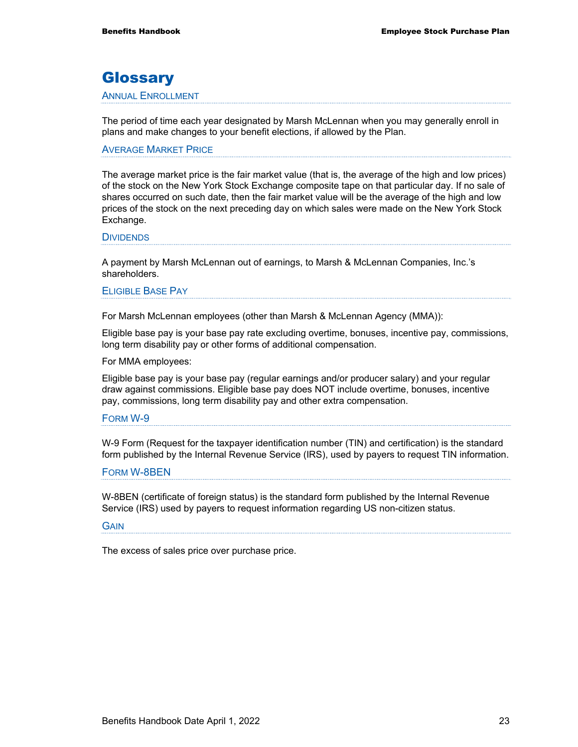# Glossary

### Annual Enrollment

The period of time each year designated by Marsh McLennan when you may generally enroll in plans and make changes to your benefit elections, if allowed by the Plan.

### Average Market Price

The average market price is the fair market value (that is, the average of the high and low prices) of the stock on the New York Stock Exchange composite tape on that particular day. If no sale of shares occurred on such date, then the fair market value will be the average of the high and low prices of the stock on the next preceding day on which sales were made on the New York Stock Exchange.

### Dividends

A payment by Marsh McLennan out of earnings, to Marsh & McLennan Companies, Inc.'s shareholders.

### Eligible Base Pay

For Marsh McLennan employees (other than Marsh & McLennan Agency (MMA)):

Eligible base pay is your base pay rate excluding overtime, bonuses, incentive pay, commissions, long term disability pay or other forms of additional compensation.

For MMA employees:

Eligible base pay is your base pay (regular earnings and/or producer salary) and your regular draw against commissions. Eligible base pay does NOT include overtime, bonuses, incentive pay, commissions, long term disability pay and other extra compensation.

### Form W-9

W-9 Form (Request for the taxpayer identification number (TIN) and certification) is the standard form published by the Internal Revenue Service (IRS), used by payers to request TIN information.

### Form W-8BEN

W-8BEN (certificate of foreign status) is the standard form published by the Internal Revenue Service (IRS) used by payers to request information regarding US non-citizen status.

### Gain

The excess of sales price over purchase price.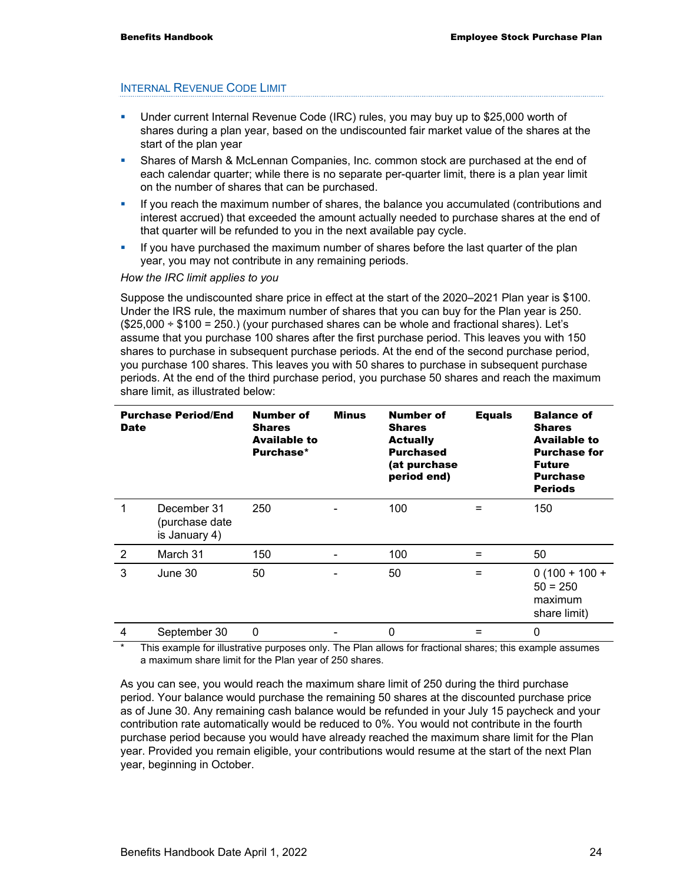## INTERNAL REVENUE CODE LIMIT

- Under current Internal Revenue Code (IRC) rules, you may buy up to $25,000 worth of shares during a plan year, based on the undiscounted fair market value of the shares at the start of the plan year
- Shares of Marsh & McLennan Companies, Inc. common stock are purchased at the end of each calendar quarter; while there is no separate per-quarter limit, there is a plan year limit on the number of shares that can be purchased.
- If you reach the maximum number of shares, the balance you accumulated (contributions and interest accrued) that exceeded the amount actually needed to purchase shares at the end of that quarter will be refunded to you in the next available pay cycle.
- If you have purchased the maximum number of shares before the last quarter of the plan year, you may not contribute in any remaining periods.

*How the IRC limit applies to you*

Suppose the undiscounted share price in effect at the start of the 2020–2021 Plan year is $100. Under the IRS rule, the maximum number of shares that you can buy for the Plan year is 250. ($25,000 ÷ $100 = 250.) (your purchased shares can be whole and fractional shares). Let's assume that you purchase 100 shares after the first purchase period. This leaves you with 150 shares to purchase in subsequent purchase periods. At the end of the second purchase period, you purchase 100 shares. This leaves you with 50 shares to purchase in subsequent purchase periods. At the end of the third purchase period, you purchase 50 shares and reach the maximum share limit, as illustrated below:

| Purchase Period/End Date | | Number of Shares Available to Purchase* | Minus | Number of Shares Actually Purchased (at purchase period end) | Equals | Balance of Shares Available to Purchase for Future Purchase Periods |
|---|---|---|---|---|---|---|
| 1 | December 31 (purchase date is January 4) | 250 | - | 100 | = | 150 |
| 2 | March 31 | 150 | - | 100 | = | 50 |
| 3 | June 30 | 50 | - | 50 | = | 0 (100 + 100 + 50 = 250 maximum share limit) |
| 4 | September 30 | 0 | - | 0 | = | 0 |

\* This example for illustrative purposes only. The Plan allows for fractional shares; this example assumes a maximum share limit for the Plan year of 250 shares.

As you can see, you would reach the maximum share limit of 250 during the third purchase period. Your balance would purchase the remaining 50 shares at the discounted purchase price as of June 30. Any remaining cash balance would be refunded in your July 15 paycheck and your contribution rate automatically would be reduced to 0%. You would not contribute in the fourth purchase period because you would have already reached the maximum share limit for the Plan year. Provided you remain eligible, your contributions would resume at the start of the next Plan year, beginning in October.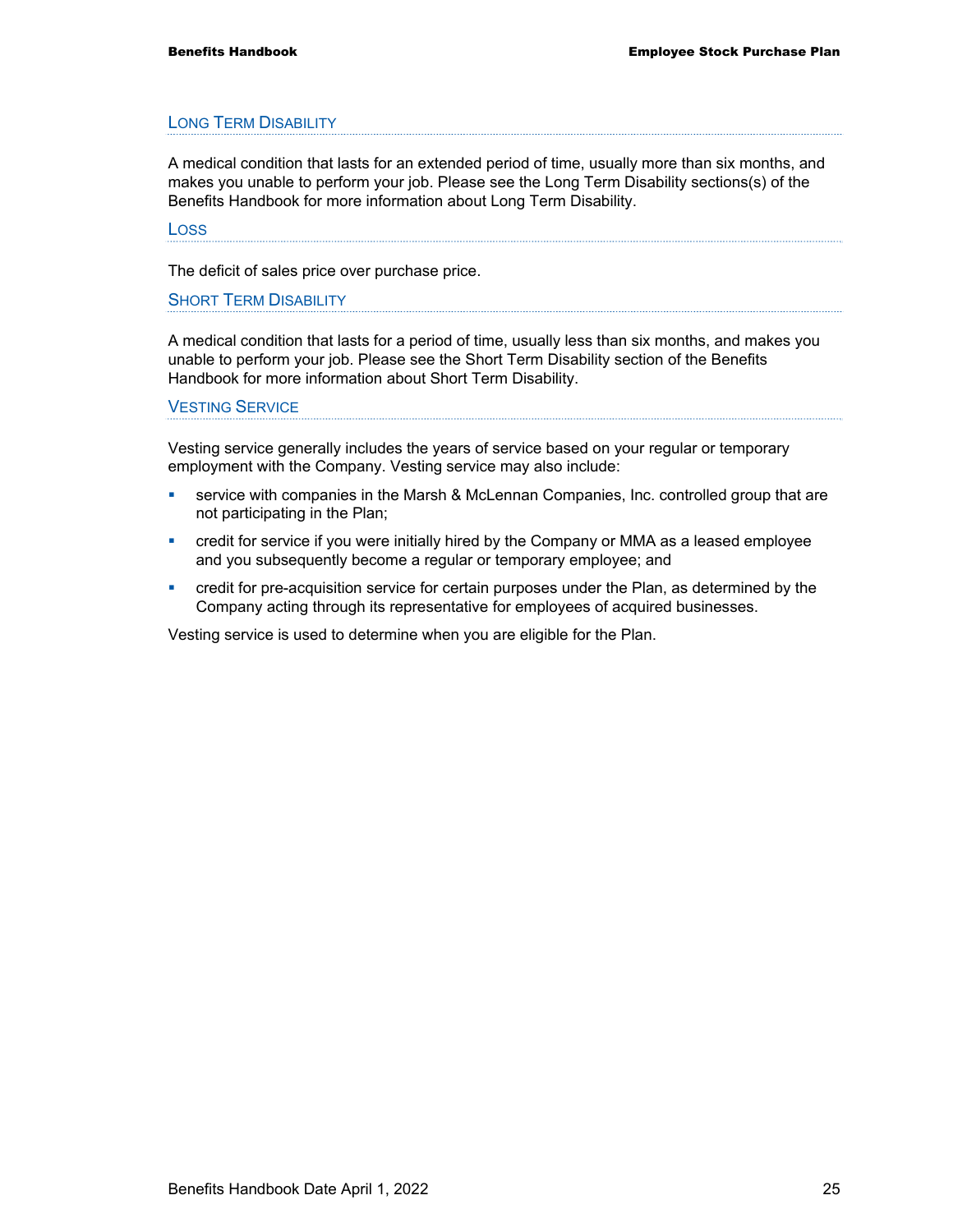### Long Term Disability

A medical condition that lasts for an extended period of time, usually more than six months, and makes you unable to perform your job. Please see the Long Term Disability sections(s) of the Benefits Handbook for more information about Long Term Disability.

### Loss

The deficit of sales price over purchase price.

### Short Term Disability

A medical condition that lasts for a period of time, usually less than six months, and makes you unable to perform your job. Please see the Short Term Disability section of the Benefits Handbook for more information about Short Term Disability.

### Vesting Service

Vesting service generally includes the years of service based on your regular or temporary employment with the Company. Vesting service may also include:

- service with companies in the Marsh & McLennan Companies, Inc. controlled group that are not participating in the Plan;
- credit for service if you were initially hired by the Company or MMA as a leased employee and you subsequently become a regular or temporary employee; and
- credit for pre-acquisition service for certain purposes under the Plan, as determined by the Company acting through its representative for employees of acquired businesses.

Vesting service is used to determine when you are eligible for the Plan.